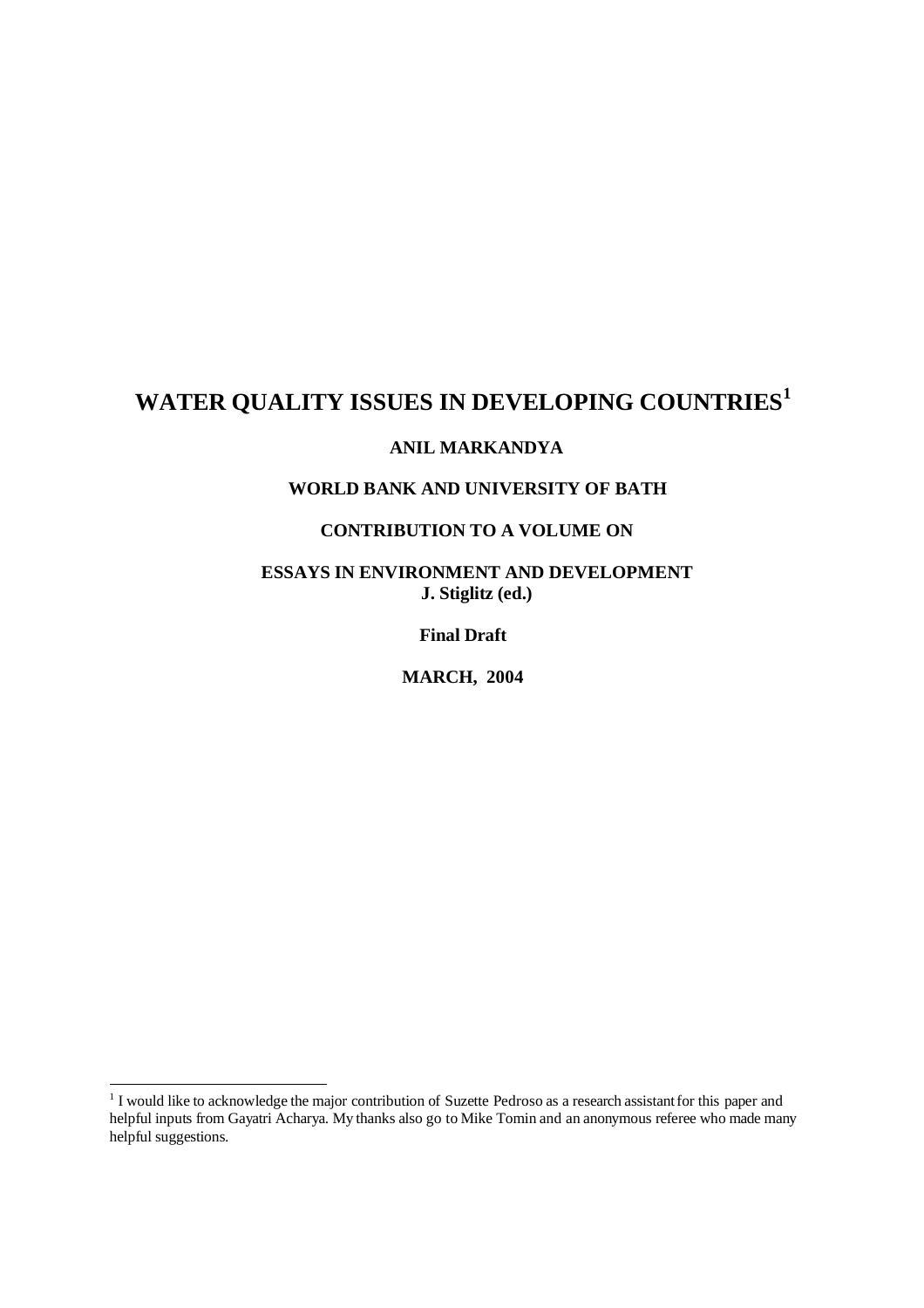# WATER QUALITY ISSUES IN DEVELOPING COUNTRIES[1]

**ANIL MARKANDYA**

**WORLD BANK AND UNIVERSITY OF BATH**

**CONTRIBUTION TO A VOLUME ON**

**ESSAYS IN ENVIRONMENT AND DEVELOPMENT**
**J. Stiglitz (ed.)**

**Final Draft**

**MARCH, 2004**

---

[1] I would like to acknowledge the major contribution of Suzette Pedroso as a research assistant for this paper and helpful inputs from Gayatri Acharya. My thanks also go to Mike Tomin and an anonymous referee who made many helpful suggestions.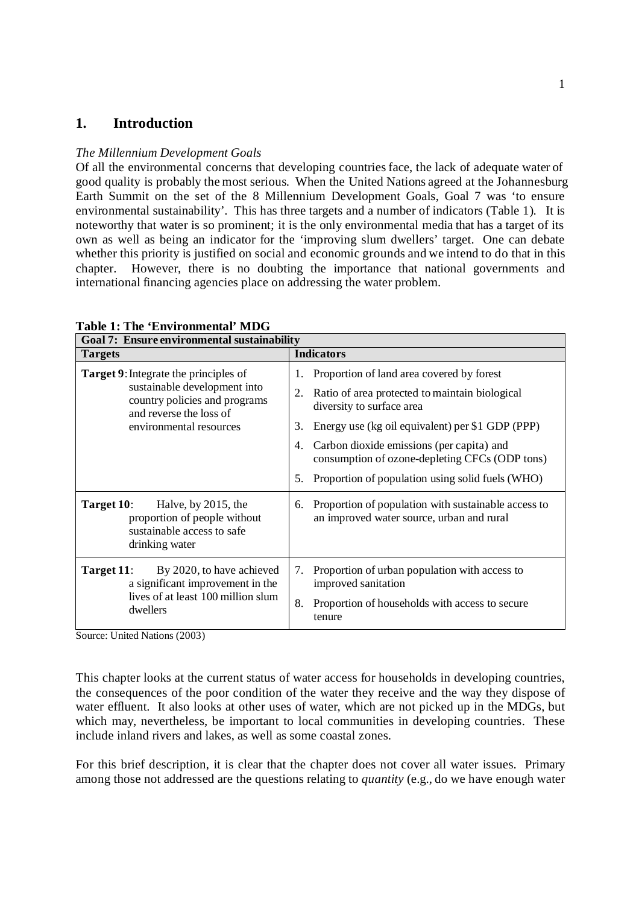## 1. Introduction

*The Millennium Development Goals*

Of all the environmental concerns that developing countries face, the lack of adequate water of good quality is probably the most serious. When the United Nations agreed at the Johannesburg Earth Summit on the set of the 8 Millennium Development Goals, Goal 7 was 'to ensure environmental sustainability'. This has three targets and a number of indicators (Table 1). It is noteworthy that water is so prominent; it is the only environmental media that has a target of its own as well as being an indicator for the 'improving slum dwellers' target. One can debate whether this priority is justified on social and economic grounds and we intend to do that in this chapter. However, there is no doubting the importance that national governments and international financing agencies place on addressing the water problem.

**Table 1: The 'Environmental' MDG**

| **Goal 7: Ensure environmental sustainability** | |
|---|---|
| **Targets** | **Indicators** |
| **Target 9**: Integrate the principles of sustainable development into country policies and programs and reverse the loss of environmental resources | 1. Proportion of land area covered by forest<br>2. Ratio of area protected to maintain biological diversity to surface area<br>3. Energy use (kg oil equivalent) per $1 GDP (PPP)<br>4. Carbon dioxide emissions (per capita) and consumption of ozone-depleting CFCs (ODP tons)<br>5. Proportion of population using solid fuels (WHO) |
| **Target 10**: Halve, by 2015, the proportion of people without sustainable access to safe drinking water | 6. Proportion of population with sustainable access to an improved water source, urban and rural |
| **Target 11**: By 2020, to have achieved a significant improvement in the lives of at least 100 million slum dwellers | 7. Proportion of urban population with access to improved sanitation<br>8. Proportion of households with access to secure tenure |

Source: United Nations (2003)

This chapter looks at the current status of water access for households in developing countries, the consequences of the poor condition of the water they receive and the way they dispose of water effluent. It also looks at other uses of water, which are not picked up in the MDGs, but which may, nevertheless, be important to local communities in developing countries. These include inland rivers and lakes, as well as some coastal zones.

For this brief description, it is clear that the chapter does not cover all water issues. Primary among those not addressed are the questions relating to *quantity* (e.g., do we have enough water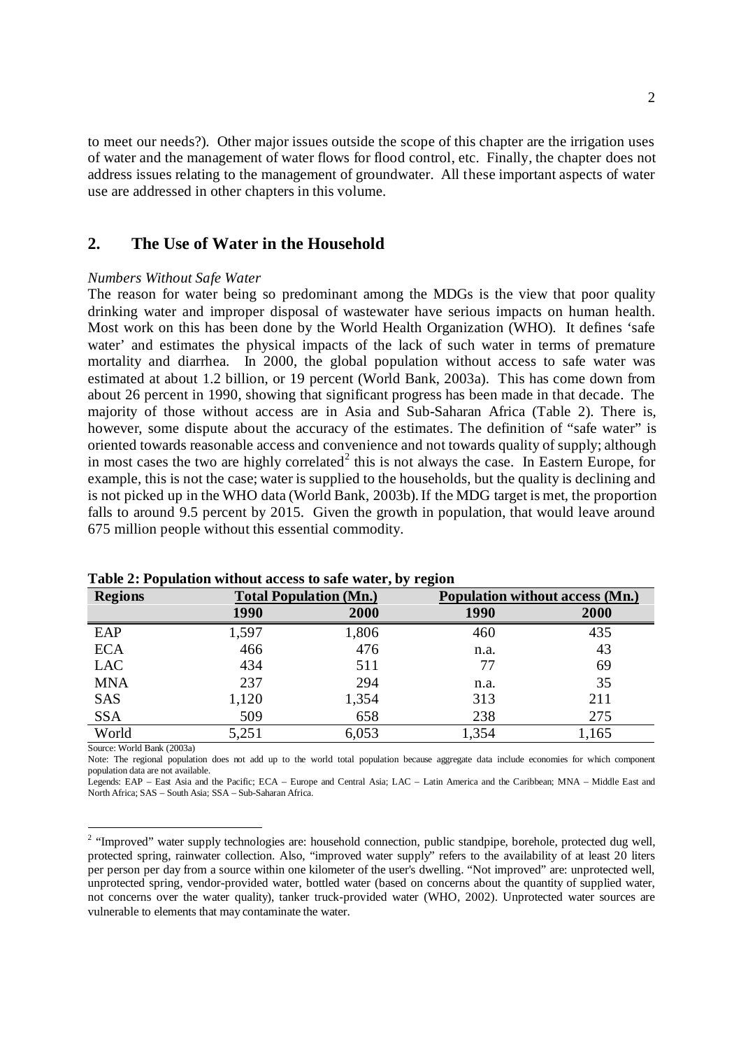to meet our needs?). Other major issues outside the scope of this chapter are the irrigation uses of water and the management of water flows for flood control, etc. Finally, the chapter does not address issues relating to the management of groundwater. All these important aspects of water use are addressed in other chapters in this volume.

## 2. The Use of Water in the Household

*Numbers Without Safe Water*

The reason for water being so predominant among the MDGs is the view that poor quality drinking water and improper disposal of wastewater have serious impacts on human health. Most work on this has been done by the World Health Organization (WHO). It defines 'safe water' and estimates the physical impacts of the lack of such water in terms of premature mortality and diarrhea. In 2000, the global population without access to safe water was estimated at about 1.2 billion, or 19 percent (World Bank, 2003a). This has come down from about 26 percent in 1990, showing that significant progress has been made in that decade. The majority of those without access are in Asia and Sub-Saharan Africa (Table 2). There is, however, some dispute about the accuracy of the estimates. The definition of "safe water" is oriented towards reasonable access and convenience and not towards quality of supply; although in most cases the two are highly correlated[2] this is not always the case. In Eastern Europe, for example, this is not the case; water is supplied to the households, but the quality is declining and is not picked up in the WHO data (World Bank, 2003b). If the MDG target is met, the proportion falls to around 9.5 percent by 2015. Given the growth in population, that would leave around 675 million people without this essential commodity.

**Table 2: Population without access to safe water, by region**

| Regions | Total Population (Mn.) | | Population without access (Mn.) | |
|---|---|---|---|---|
| | 1990 | 2000 | 1990 | 2000 |
| EAP | 1,597 | 1,806 | 460 | 435 |
| ECA | 466 | 476 | n.a. | 43 |
| LAC | 434 | 511 | 77 | 69 |
| MNA | 237 | 294 | n.a. | 35 |
| SAS | 1,120 | 1,354 | 313 | 211 |
| SSA | 509 | 658 | 238 | 275 |
| World | 5,251 | 6,053 | 1,354 | 1,165 |

Source: World Bank (2003a)

Note: The regional population does not add up to the world total population because aggregate data include economies for which component population data are not available.

Legends: EAP – East Asia and the Pacific; ECA – Europe and Central Asia; LAC – Latin America and the Caribbean; MNA – Middle East and North Africa; SAS – South Asia; SSA – Sub-Saharan Africa.

[2] "Improved" water supply technologies are: household connection, public standpipe, borehole, protected dug well, protected spring, rainwater collection. Also, "improved water supply" refers to the availability of at least 20 liters per person per day from a source within one kilometer of the user's dwelling. "Not improved" are: unprotected well, unprotected spring, vendor-provided water, bottled water (based on concerns about the quantity of supplied water, not concerns over the water quality), tanker truck-provided water (WHO, 2002). Unprotected water sources are vulnerable to elements that may contaminate the water.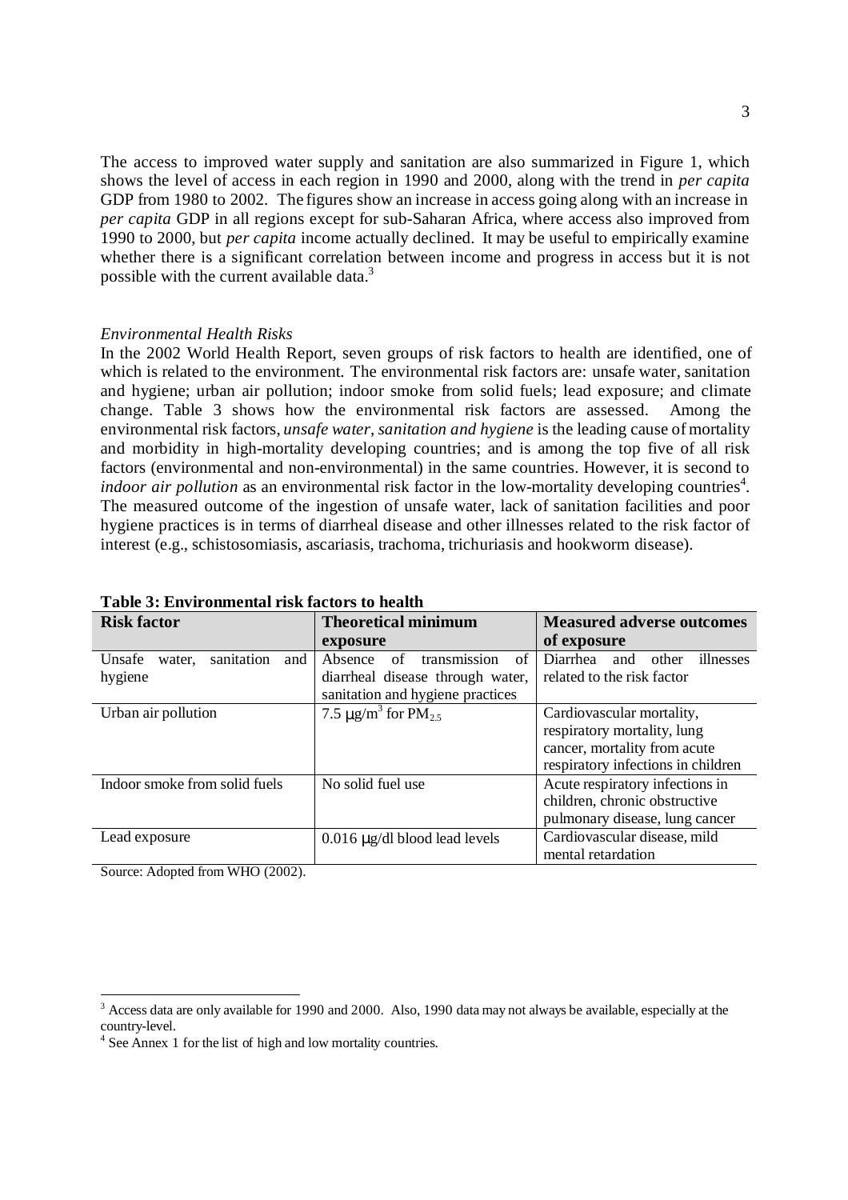The access to improved water supply and sanitation are also summarized in Figure 1, which shows the level of access in each region in 1990 and 2000, along with the trend in *per capita* GDP from 1980 to 2002. The figures show an increase in access going along with an increase in *per capita* GDP in all regions except for sub-Saharan Africa, where access also improved from 1990 to 2000, but *per capita* income actually declined. It may be useful to empirically examine whether there is a significant correlation between income and progress in access but it is not possible with the current available data.[3]

*Environmental Health Risks*

In the 2002 World Health Report, seven groups of risk factors to health are identified, one of which is related to the environment. The environmental risk factors are: unsafe water, sanitation and hygiene; urban air pollution; indoor smoke from solid fuels; lead exposure; and climate change. Table 3 shows how the environmental risk factors are assessed. Among the environmental risk factors, *unsafe water, sanitation and hygiene* is the leading cause of mortality and morbidity in high-mortality developing countries; and is among the top five of all risk factors (environmental and non-environmental) in the same countries. However, it is second to *indoor air pollution* as an environmental risk factor in the low-mortality developing countries[4]. The measured outcome of the ingestion of unsafe water, lack of sanitation facilities and poor hygiene practices is in terms of diarrheal disease and other illnesses related to the risk factor of interest (e.g., schistosomiasis, ascariasis, trachoma, trichuriasis and hookworm disease).

**Table 3: Environmental risk factors to health**

| Risk factor | Theoretical minimum exposure | Measured adverse outcomes of exposure |
|---|---|---|
| Unsafe water, sanitation and hygiene | Absence of transmission of diarrheal disease through water, sanitation and hygiene practices | Diarrhea and other illnesses related to the risk factor |
| Urban air pollution | 7.5 $\mu g/m^3$ for $PM_{2.5}$ | Cardiovascular mortality, respiratory mortality, lung cancer, mortality from acute respiratory infections in children |
| Indoor smoke from solid fuels | No solid fuel use | Acute respiratory infections in children, chronic obstructive pulmonary disease, lung cancer |
| Lead exposure | 0.016 $\mu g/dl$ blood lead levels | Cardiovascular disease, mild mental retardation |

Source: Adopted from WHO (2002).

---

[3] Access data are only available for 1990 and 2000. Also, 1990 data may not always be available, especially at the country-level.

[4] See Annex 1 for the list of high and low mortality countries.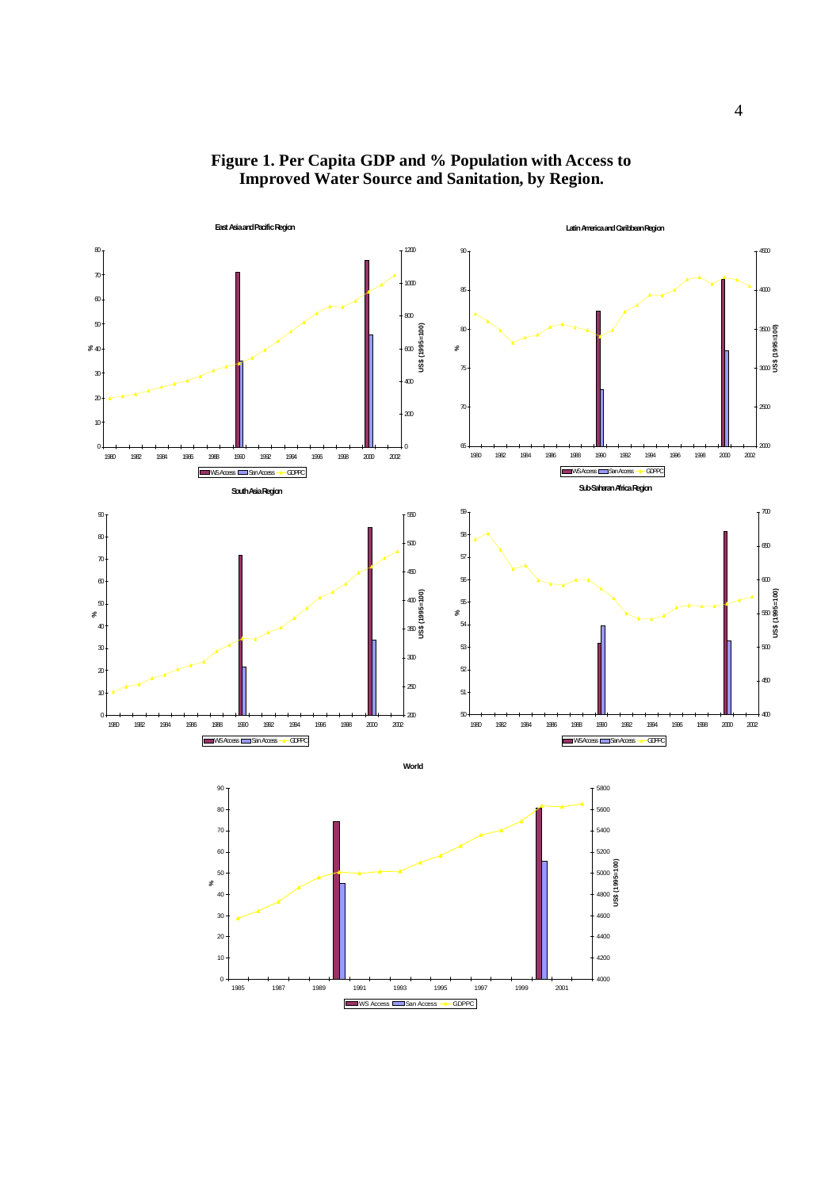**Figure 1. Per Capita GDP and % Population with Access to Improved Water Source and Sanitation, by Region.**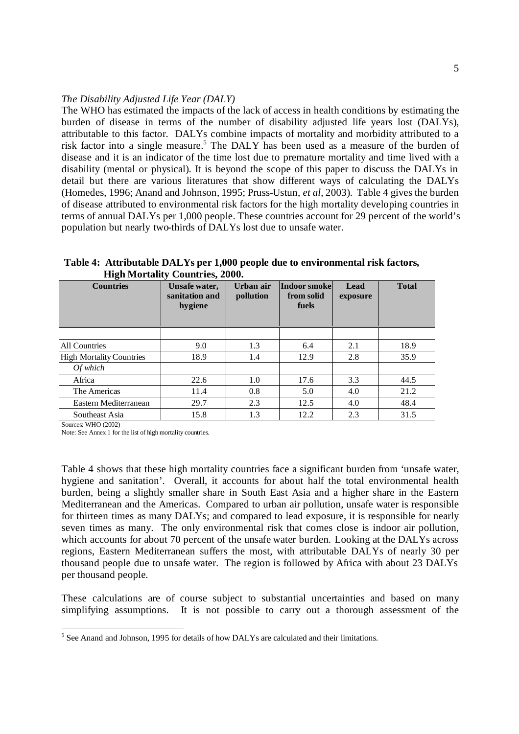*The Disability Adjusted Life Year (DALY)*

The WHO has estimated the impacts of the lack of access in health conditions by estimating the burden of disease in terms of the number of disability adjusted life years lost (DALYs), attributable to this factor. DALYs combine impacts of mortality and morbidity attributed to a risk factor into a single measure.[5] The DALY has been used as a measure of the burden of disease and it is an indicator of the time lost due to premature mortality and time lived with a disability (mental or physical). It is beyond the scope of this paper to discuss the DALYs in detail but there are various literatures that show different ways of calculating the DALYs (Homedes, 1996; Anand and Johnson, 1995; Pruss-Ustun, *et al*, 2003). Table 4 gives the burden of disease attributed to environmental risk factors for the high mortality developing countries in terms of annual DALYs per 1,000 people. These countries account for 29 percent of the world's population but nearly two-thirds of DALYs lost due to unsafe water.

**Table 4: Attributable DALYs per 1,000 people due to environmental risk factors, High Mortality Countries, 2000.**

| Countries | Unsafe water, sanitation and hygiene | Urban air pollution | Indoor smoke from solid fuels | Lead exposure | Total |
|---|---|---|---|---|---|
| All Countries | 9.0 | 1.3 | 6.4 | 2.1 | 18.9 |
| High Mortality Countries | 18.9 | 1.4 | 12.9 | 2.8 | 35.9 |
| *Of which* | | | | | |
| Africa | 22.6 | 1.0 | 17.6 | 3.3 | 44.5 |
| The Americas | 11.4 | 0.8 | 5.0 | 4.0 | 21.2 |
| Eastern Mediterranean | 29.7 | 2.3 | 12.5 | 4.0 | 48.4 |
| Southeast Asia | 15.8 | 1.3 | 12.2 | 2.3 | 31.5 |

Sources: WHO (2002)

Note: See Annex 1 for the list of high mortality countries.

Table 4 shows that these high mortality countries face a significant burden from 'unsafe water, hygiene and sanitation'. Overall, it accounts for about half the total environmental health burden, being a slightly smaller share in South East Asia and a higher share in the Eastern Mediterranean and the Americas. Compared to urban air pollution, unsafe water is responsible for thirteen times as many DALYs; and compared to lead exposure, it is responsible for nearly seven times as many. The only environmental risk that comes close is indoor air pollution, which accounts for about 70 percent of the unsafe water burden. Looking at the DALYs across regions, Eastern Mediterranean suffers the most, with attributable DALYs of nearly 30 per thousand people due to unsafe water. The region is followed by Africa with about 23 DALYs per thousand people.

These calculations are of course subject to substantial uncertainties and based on many simplifying assumptions. It is not possible to carry out a thorough assessment of the

[5] See Anand and Johnson, 1995 for details of how DALYs are calculated and their limitations.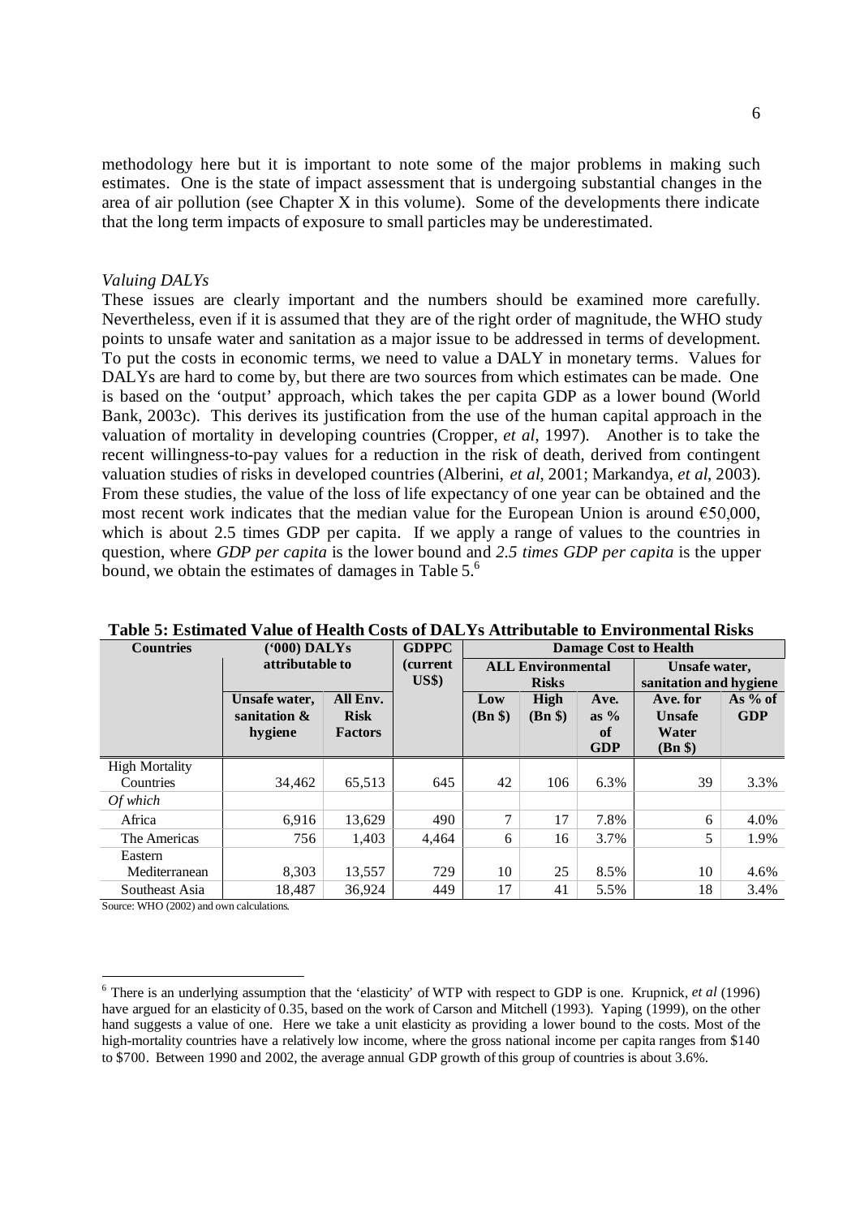methodology here but it is important to note some of the major problems in making such estimates. One is the state of impact assessment that is undergoing substantial changes in the area of air pollution (see Chapter X in this volume). Some of the developments there indicate that the long term impacts of exposure to small particles may be underestimated.

*Valuing DALYs*

These issues are clearly important and the numbers should be examined more carefully. Nevertheless, even if it is assumed that they are of the right order of magnitude, the WHO study points to unsafe water and sanitation as a major issue to be addressed in terms of development. To put the costs in economic terms, we need to value a DALY in monetary terms. Values for DALYs are hard to come by, but there are two sources from which estimates can be made. One is based on the 'output' approach, which takes the per capita GDP as a lower bound (World Bank, 2003c). This derives its justification from the use of the human capital approach in the valuation of mortality in developing countries (Cropper, *et al*, 1997). Another is to take the recent willingness-to-pay values for a reduction in the risk of death, derived from contingent valuation studies of risks in developed countries (Alberini, *et al*, 2001; Markandya, *et al*, 2003). From these studies, the value of the loss of life expectancy of one year can be obtained and the most recent work indicates that the median value for the European Union is around €50,000, which is about 2.5 times GDP per capita. If we apply a range of values to the countries in question, where *GDP per capita* is the lower bound and *2.5 times GDP per capita* is the upper bound, we obtain the estimates of damages in Table 5.[6]

**Table 5: Estimated Value of Health Costs of DALYs Attributable to Environmental Risks**

| Countries | ('000) DALYs attributable to | | GDPPC (current US$) | Damage Cost to Health | | | | |
|---|---|---|---|---|---|---|---|---|
| | | | | ALL Environmental Risks | | | Unsafe water, sanitation and hygiene | |
| | Unsafe water, sanitation & hygiene | All Env. Risk Factors | | Low (Bn $) | High (Bn $) | Ave. as % of GDP | Ave. for Unsafe Water (Bn $) | As % of GDP |
| High Mortality Countries | 34,462 | 65,513 | 645 | 42 | 106 | 6.3% | 39 | 3.3% |
| *Of which* | | | | | | | | |
| Africa | 6,916 | 13,629 | 490 | 7 | 17 | 7.8% | 6 | 4.0% |
| The Americas | 756 | 1,403 | 4,464 | 6 | 16 | 3.7% | 5 | 1.9% |
| Eastern Mediterranean | 8,303 | 13,557 | 729 | 10 | 25 | 8.5% | 10 | 4.6% |
| Southeast Asia | 18,487 | 36,924 | 449 | 17 | 41 | 5.5% | 18 | 3.4% |

Source: WHO (2002) and own calculations.

[6] There is an underlying assumption that the 'elasticity' of WTP with respect to GDP is one. Krupnick, *et al* (1996) have argued for an elasticity of 0.35, based on the work of Carson and Mitchell (1993). Yaping (1999), on the other hand suggests a value of one. Here we take a unit elasticity as providing a lower bound to the costs. Most of the high-mortality countries have a relatively low income, where the gross national income per capita ranges from $140 to $700. Between 1990 and 2002, the average annual GDP growth of this group of countries is about 3.6%.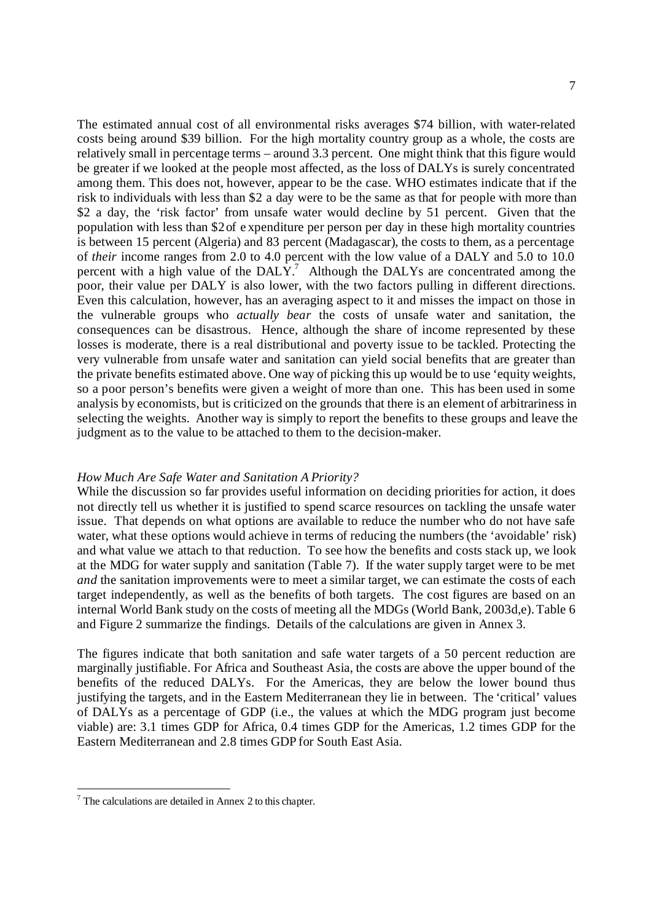The estimated annual cost of all environmental risks averages \$74 billion, with water-related costs being around \$39 billion. For the high mortality country group as a whole, the costs are relatively small in percentage terms – around 3.3 percent. One might think that this figure would be greater if we looked at the people most affected, as the loss of DALYs is surely concentrated among them. This does not, however, appear to be the case. WHO estimates indicate that if the risk to individuals with less than \$2 a day were to be the same as that for people with more than \$2 a day, the 'risk factor' from unsafe water would decline by 51 percent. Given that the population with less than \$2 of e xpenditure per person per day in these high mortality countries is between 15 percent (Algeria) and 83 percent (Madagascar), the costs to them, as a percentage of *their* income ranges from 2.0 to 4.0 percent with the low value of a DALY and 5.0 to 10.0 percent with a high value of the DALY.[7] Although the DALYs are concentrated among the poor, their value per DALY is also lower, with the two factors pulling in different directions. Even this calculation, however, has an averaging aspect to it and misses the impact on those in the vulnerable groups who *actually bear* the costs of unsafe water and sanitation, the consequences can be disastrous. Hence, although the share of income represented by these losses is moderate, there is a real distributional and poverty issue to be tackled. Protecting the very vulnerable from unsafe water and sanitation can yield social benefits that are greater than the private benefits estimated above. One way of picking this up would be to use 'equity weights, so a poor person's benefits were given a weight of more than one. This has been used in some analysis by economists, but is criticized on the grounds that there is an element of arbitrariness in selecting the weights. Another way is simply to report the benefits to these groups and leave the judgment as to the value to be attached to them to the decision-maker.

*How Much Are Safe Water and Sanitation A Priority?*

While the discussion so far provides useful information on deciding priorities for action, it does not directly tell us whether it is justified to spend scarce resources on tackling the unsafe water issue. That depends on what options are available to reduce the number who do not have safe water, what these options would achieve in terms of reducing the numbers (the 'avoidable' risk) and what value we attach to that reduction. To see how the benefits and costs stack up, we look at the MDG for water supply and sanitation (Table 7). If the water supply target were to be met *and* the sanitation improvements were to meet a similar target, we can estimate the costs of each target independently, as well as the benefits of both targets. The cost figures are based on an internal World Bank study on the costs of meeting all the MDGs (World Bank, 2003d,e). Table 6 and Figure 2 summarize the findings. Details of the calculations are given in Annex 3.

The figures indicate that both sanitation and safe water targets of a 50 percent reduction are marginally justifiable. For Africa and Southeast Asia, the costs are above the upper bound of the benefits of the reduced DALYs. For the Americas, they are below the lower bound thus justifying the targets, and in the Eastern Mediterranean they lie in between. The 'critical' values of DALYs as a percentage of GDP (i.e., the values at which the MDG program just become viable) are: 3.1 times GDP for Africa, 0.4 times GDP for the Americas, 1.2 times GDP for the Eastern Mediterranean and 2.8 times GDP for South East Asia.

[7] The calculations are detailed in Annex 2 to this chapter.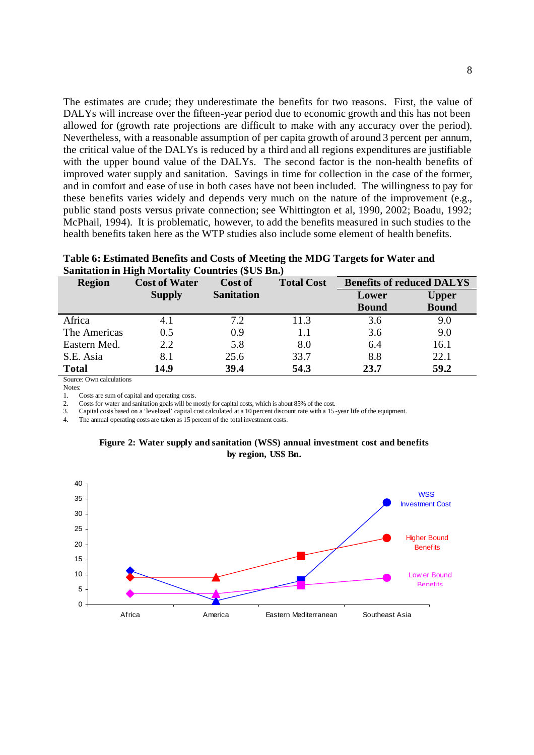The estimates are crude; they underestimate the benefits for two reasons. First, the value of DALYs will increase over the fifteen-year period due to economic growth and this has not been allowed for (growth rate projections are difficult to make with any accuracy over the period). Nevertheless, with a reasonable assumption of per capita growth of around 3 percent per annum, the critical value of the DALYs is reduced by a third and all regions expenditures are justifiable with the upper bound value of the DALYs. The second factor is the non-health benefits of improved water supply and sanitation. Savings in time for collection in the case of the former, and in comfort and ease of use in both cases have not been included. The willingness to pay for these benefits varies widely and depends very much on the nature of the improvement (e.g., public stand posts versus private connection; see Whittington et al, 1990, 2002; Boadu, 1992; McPhail, 1994). It is problematic, however, to add the benefits measured in such studies to the health benefits taken here as the WTP studies also include some element of health benefits.

**Table 6: Estimated Benefits and Costs of Meeting the MDG Targets for Water and Sanitation in High Mortality Countries ($US Bn.)**

| Region | Cost of Water Supply | Cost of Sanitation | Total Cost | Benefits of reduced DALYS | |
|---|---|---|---|---|---|
| | | | | Lower Bound | Upper Bound |
| Africa | 4.1 | 7.2 | 11.3 | 3.6 | 9.0 |
| The Americas | 0.5 | 0.9 | 1.1 | 3.6 | 9.0 |
| Eastern Med. | 2.2 | 5.8 | 8.0 | 6.4 | 16.1 |
| S.E. Asia | 8.1 | 25.6 | 33.7 | 8.8 | 22.1 |
| **Total** | **14.9** | **39.4** | **54.3** | **23.7** | **59.2** |

Source: Own calculations

Notes:

1. Costs are sum of capital and operating costs.
2. Costs for water and sanitation goals will be mostly for capital costs, which is about 85% of the cost.
3. Capital costs based on a 'levelized' capital cost calculated at a 10 percent discount rate with a 15-year life of the equipment.
4. The annual operating costs are taken as 15 percent of the total investment costs.

**Figure 2: Water supply and sanitation (WSS) annual investment cost and benefits by region, US$ Bn.**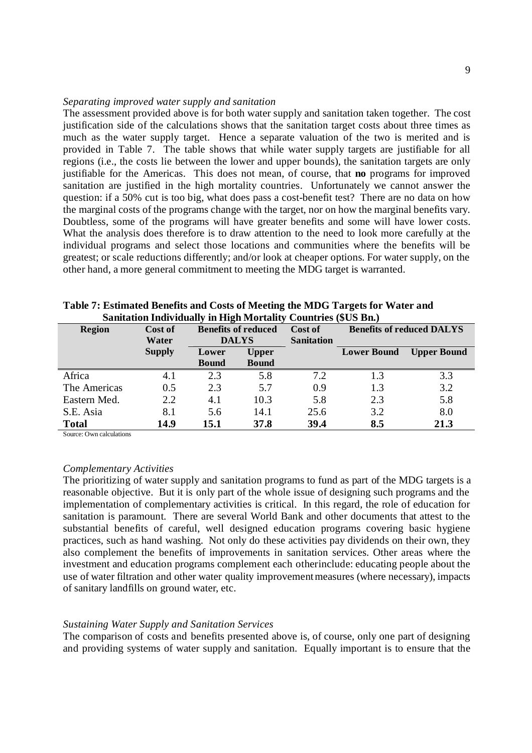*Separating improved water supply and sanitation*

The assessment provided above is for both water supply and sanitation taken together. The cost justification side of the calculations shows that the sanitation target costs about three times as much as the water supply target. Hence a separate valuation of the two is merited and is provided in Table 7. The table shows that while water supply targets are justifiable for all regions (i.e., the costs lie between the lower and upper bounds), the sanitation targets are only justifiable for the Americas. This does not mean, of course, that **no** programs for improved sanitation are justified in the high mortality countries. Unfortunately we cannot answer the question: if a 50% cut is too big, what does pass a cost-benefit test? There are no data on how the marginal costs of the programs change with the target, nor on how the marginal benefits vary. Doubtless, some of the programs will have greater benefits and some will have lower costs. What the analysis does therefore is to draw attention to the need to look more carefully at the individual programs and select those locations and communities where the benefits will be greatest; or scale reductions differently; and/or look at cheaper options. For water supply, on the other hand, a more general commitment to meeting the MDG target is warranted.

**Table 7: Estimated Benefits and Costs of Meeting the MDG Targets for Water and Sanitation Individually in High Mortality Countries ($US Bn.)**

| Region | Cost of Water Supply | Benefits of reduced DALYS | | Cost of Sanitation | Benefits of reduced DALYS | |
|---|---|---|---|---|---|---|
| | | Lower Bound | Upper Bound | | Lower Bound | Upper Bound |
| Africa | 4.1 | 2.3 | 5.8 | 7.2 | 1.3 | 3.3 |
| The Americas | 0.5 | 2.3 | 5.7 | 0.9 | 1.3 | 3.2 |
| Eastern Med. | 2.2 | 4.1 | 10.3 | 5.8 | 2.3 | 5.8 |
| S.E. Asia | 8.1 | 5.6 | 14.1 | 25.6 | 3.2 | 8.0 |
| **Total** | **14.9** | **15.1** | **37.8** | **39.4** | **8.5** | **21.3** |

Source: Own calculations

*Complementary Activities*

The prioritizing of water supply and sanitation programs to fund as part of the MDG targets is a reasonable objective. But it is only part of the whole issue of designing such programs and the implementation of complementary activities is critical. In this regard, the role of education for sanitation is paramount. There are several World Bank and other documents that attest to the substantial benefits of careful, well designed education programs covering basic hygiene practices, such as hand washing. Not only do these activities pay dividends on their own, they also complement the benefits of improvements in sanitation services. Other areas where the investment and education programs complement each otherinclude: educating people about the use of water filtration and other water quality improvementmeasures (where necessary), impacts of sanitary landfills on ground water, etc.

*Sustaining Water Supply and Sanitation Services*

The comparison of costs and benefits presented above is, of course, only one part of designing and providing systems of water supply and sanitation. Equally important is to ensure that the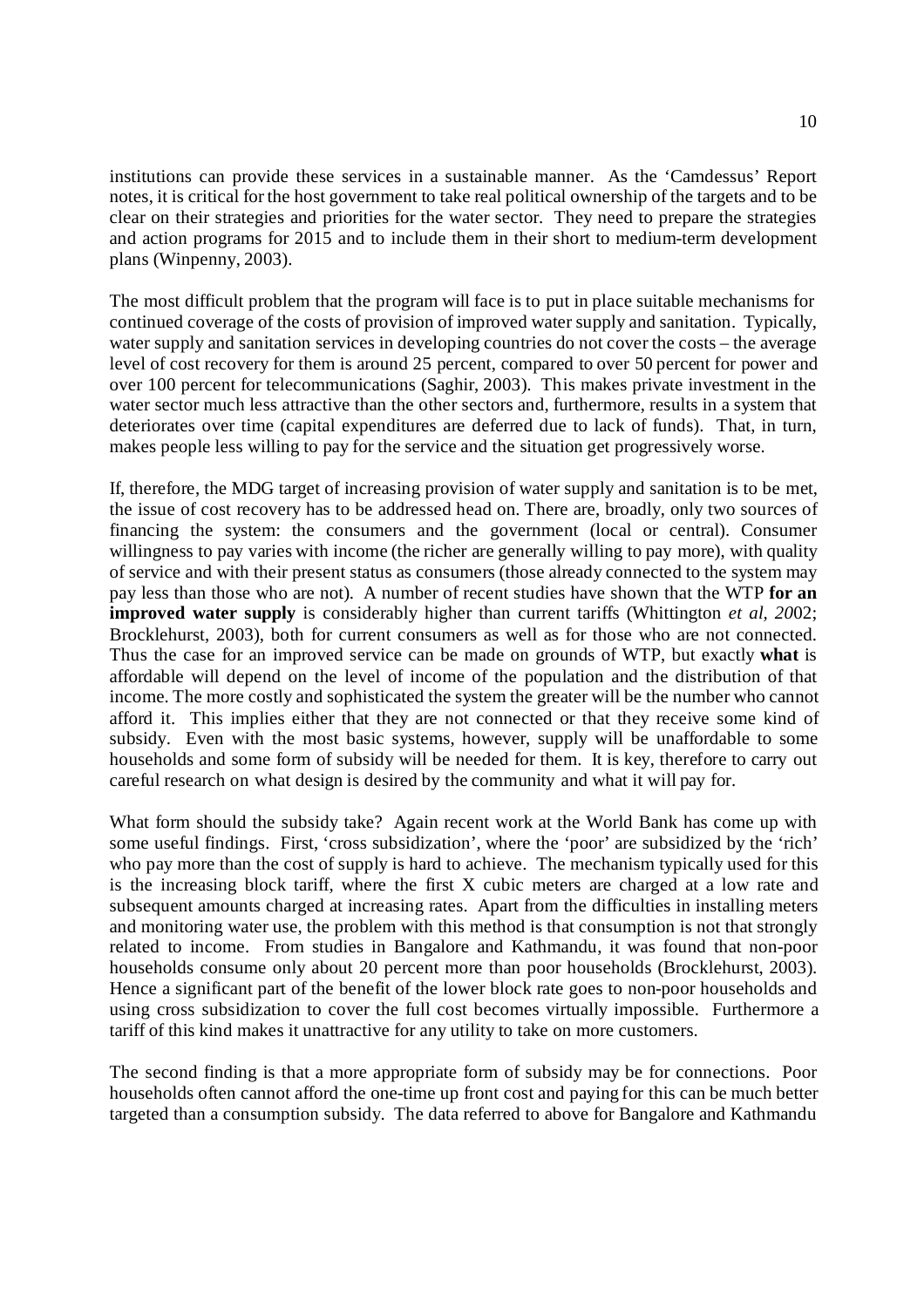institutions can provide these services in a sustainable manner. As the 'Camdessus' Report notes, it is critical for the host government to take real political ownership of the targets and to be clear on their strategies and priorities for the water sector. They need to prepare the strategies and action programs for 2015 and to include them in their short to medium-term development plans (Winpenny, 2003).

The most difficult problem that the program will face is to put in place suitable mechanisms for continued coverage of the costs of provision of improved water supply and sanitation. Typically, water supply and sanitation services in developing countries do not cover the costs – the average level of cost recovery for them is around 25 percent, compared to over 50 percent for power and over 100 percent for telecommunications (Saghir, 2003). This makes private investment in the water sector much less attractive than the other sectors and, furthermore, results in a system that deteriorates over time (capital expenditures are deferred due to lack of funds). That, in turn, makes people less willing to pay for the service and the situation get progressively worse.

If, therefore, the MDG target of increasing provision of water supply and sanitation is to be met, the issue of cost recovery has to be addressed head on. There are, broadly, only two sources of financing the system: the consumers and the government (local or central). Consumer willingness to pay varies with income (the richer are generally willing to pay more), with quality of service and with their present status as consumers (those already connected to the system may pay less than those who are not). A number of recent studies have shown that the WTP **for an improved water supply** is considerably higher than current tariffs (Whittington *et al, 20*02; Brocklehurst, 2003), both for current consumers as well as for those who are not connected. Thus the case for an improved service can be made on grounds of WTP, but exactly **what** is affordable will depend on the level of income of the population and the distribution of that income. The more costly and sophisticated the system the greater will be the number who cannot afford it. This implies either that they are not connected or that they receive some kind of subsidy. Even with the most basic systems, however, supply will be unaffordable to some households and some form of subsidy will be needed for them. It is key, therefore to carry out careful research on what design is desired by the community and what it will pay for.

What form should the subsidy take? Again recent work at the World Bank has come up with some useful findings. First, 'cross subsidization', where the 'poor' are subsidized by the 'rich' who pay more than the cost of supply is hard to achieve. The mechanism typically used for this is the increasing block tariff, where the first X cubic meters are charged at a low rate and subsequent amounts charged at increasing rates. Apart from the difficulties in installing meters and monitoring water use, the problem with this method is that consumption is not that strongly related to income. From studies in Bangalore and Kathmandu, it was found that non-poor households consume only about 20 percent more than poor households (Brocklehurst, 2003). Hence a significant part of the benefit of the lower block rate goes to non-poor households and using cross subsidization to cover the full cost becomes virtually impossible. Furthermore a tariff of this kind makes it unattractive for any utility to take on more customers.

The second finding is that a more appropriate form of subsidy may be for connections. Poor households often cannot afford the one-time up front cost and paying for this can be much better targeted than a consumption subsidy. The data referred to above for Bangalore and Kathmandu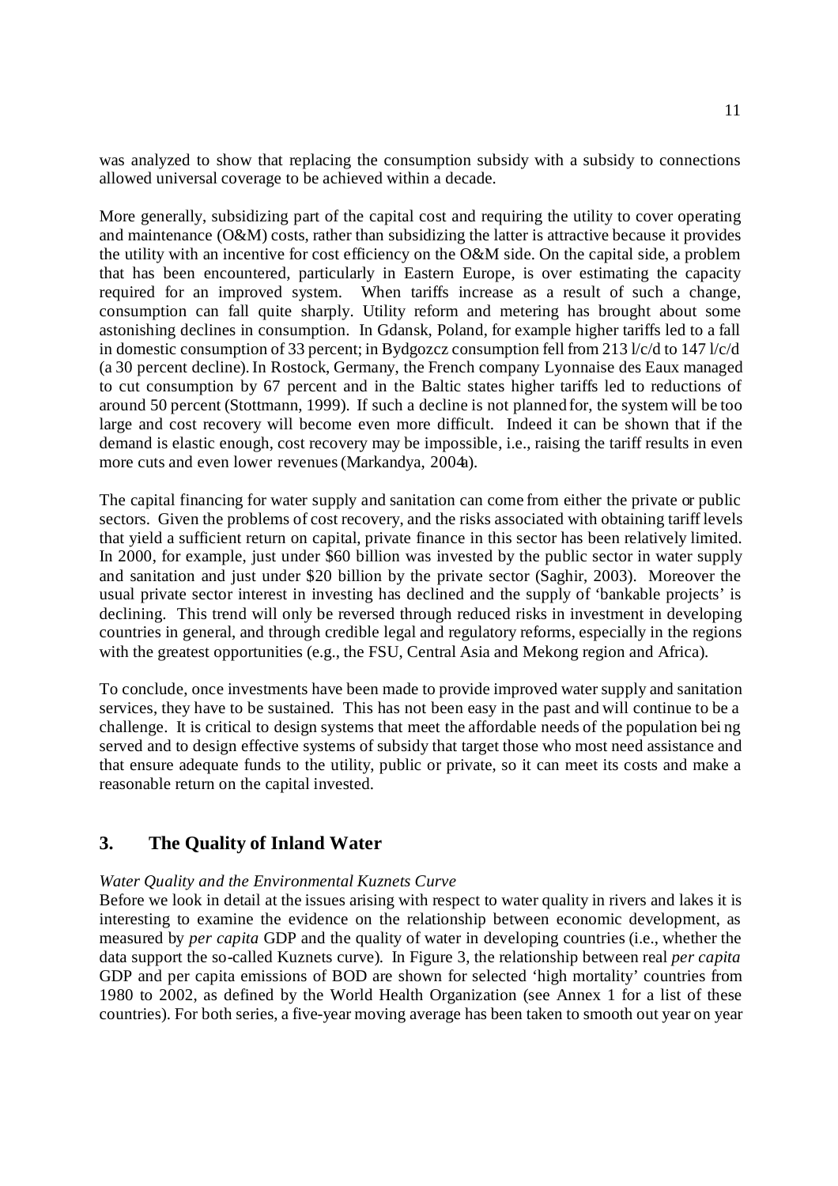was analyzed to show that replacing the consumption subsidy with a subsidy to connections allowed universal coverage to be achieved within a decade.

More generally, subsidizing part of the capital cost and requiring the utility to cover operating and maintenance (O&M) costs, rather than subsidizing the latter is attractive because it provides the utility with an incentive for cost efficiency on the O&M side. On the capital side, a problem that has been encountered, particularly in Eastern Europe, is over estimating the capacity required for an improved system. When tariffs increase as a result of such a change, consumption can fall quite sharply. Utility reform and metering has brought about some astonishing declines in consumption. In Gdansk, Poland, for example higher tariffs led to a fall in domestic consumption of 33 percent; in Bydgozcz consumption fell from 213 l/c/d to 147 l/c/d (a 30 percent decline). In Rostock, Germany, the French company Lyonnaise des Eaux managed to cut consumption by 67 percent and in the Baltic states higher tariffs led to reductions of around 50 percent (Stottmann, 1999). If such a decline is not planned for, the system will be too large and cost recovery will become even more difficult. Indeed it can be shown that if the demand is elastic enough, cost recovery may be impossible, i.e., raising the tariff results in even more cuts and even lower revenues (Markandya, 2004a).

The capital financing for water supply and sanitation can come from either the private or public sectors. Given the problems of cost recovery, and the risks associated with obtaining tariff levels that yield a sufficient return on capital, private finance in this sector has been relatively limited. In 2000, for example, just under \$60 billion was invested by the public sector in water supply and sanitation and just under \$20 billion by the private sector (Saghir, 2003). Moreover the usual private sector interest in investing has declined and the supply of 'bankable projects' is declining. This trend will only be reversed through reduced risks in investment in developing countries in general, and through credible legal and regulatory reforms, especially in the regions with the greatest opportunities (e.g., the FSU, Central Asia and Mekong region and Africa).

To conclude, once investments have been made to provide improved water supply and sanitation services, they have to be sustained. This has not been easy in the past and will continue to be a challenge. It is critical to design systems that meet the affordable needs of the population being served and to design effective systems of subsidy that target those who most need assistance and that ensure adequate funds to the utility, public or private, so it can meet its costs and make a reasonable return on the capital invested.

## 3. The Quality of Inland Water

*Water Quality and the Environmental Kuznets Curve*

Before we look in detail at the issues arising with respect to water quality in rivers and lakes it is interesting to examine the evidence on the relationship between economic development, as measured by *per capita* GDP and the quality of water in developing countries (i.e., whether the data support the so-called Kuznets curve). In Figure 3, the relationship between real *per capita* GDP and per capita emissions of BOD are shown for selected 'high mortality' countries from 1980 to 2002, as defined by the World Health Organization (see Annex 1 for a list of these countries). For both series, a five-year moving average has been taken to smooth out year on year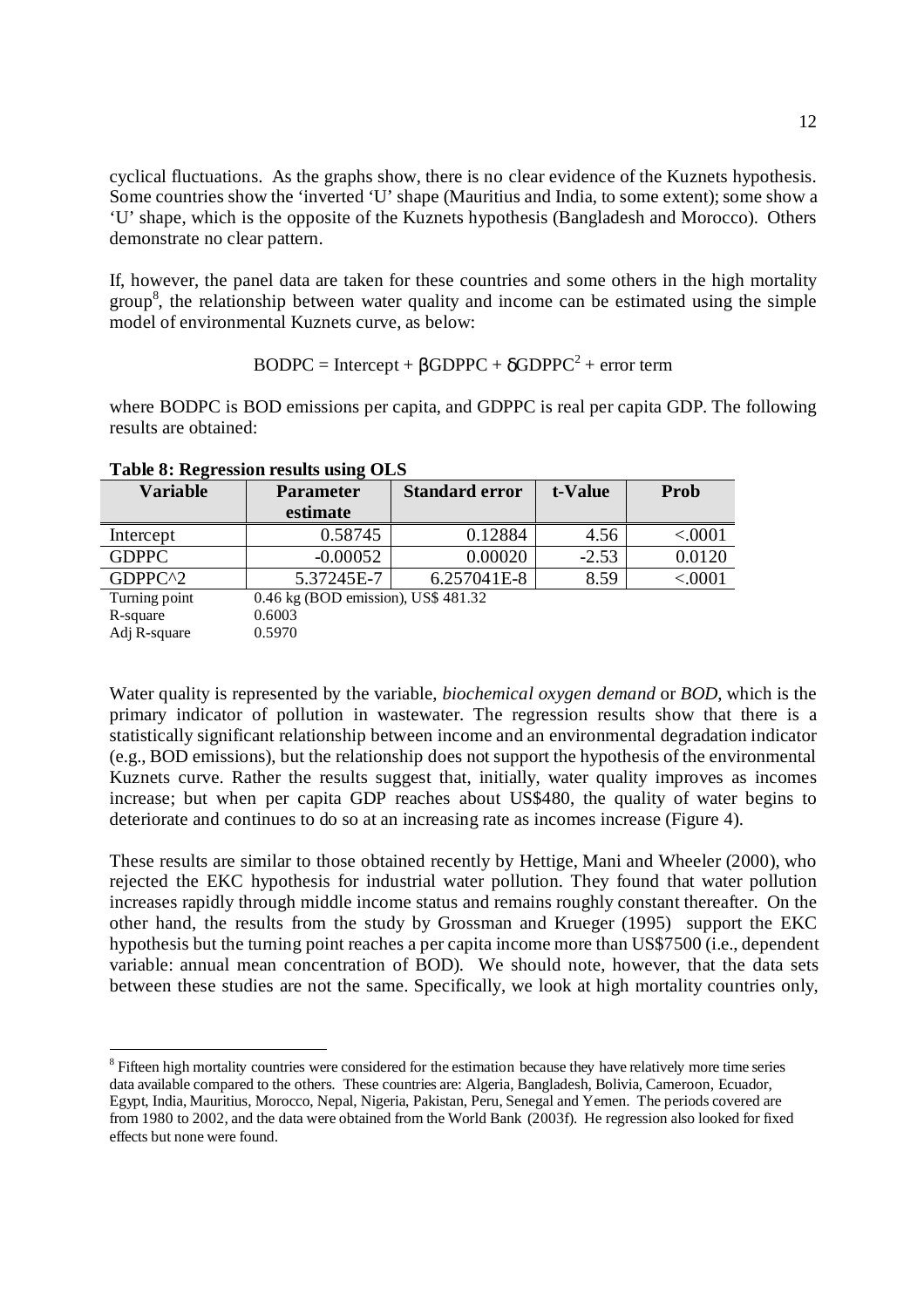cyclical fluctuations. As the graphs show, there is no clear evidence of the Kuznets hypothesis. Some countries show the 'inverted 'U' shape (Mauritius and India, to some extent); some show a 'U' shape, which is the opposite of the Kuznets hypothesis (Bangladesh and Morocco). Others demonstrate no clear pattern.

If, however, the panel data are taken for these countries and some others in the high mortality group[8], the relationship between water quality and income can be estimated using the simple model of environmental Kuznets curve, as below:

$$\text{BODPC} = \text{Intercept} + \beta\text{GDPPC} + \delta\text{GDPPC}^2 + \text{error term}$$

where BODPC is BOD emissions per capita, and GDPPC is real per capita GDP. The following results are obtained:

**Table 8: Regression results using OLS**

| Variable | Parameter estimate | Standard error | t-Value | Prob |
|---|---|---|---|---|
| Intercept | 0.58745 | 0.12884 | 4.56 | <.0001 |
| GDPPC | -0.00052 | 0.00020 | -2.53 | 0.0120 |
| GDPPC^2 | 5.37245E-7 | 6.257041E-8 | 8.59 | <.0001 |
| Turning point | 0.46 kg (BOD emission), US$ 481.32 | | | |
| R-square | 0.6003 | | | |
| Adj R-square | 0.5970 | | | |

Water quality is represented by the variable, *biochemical oxygen demand* or *BOD*, which is the primary indicator of pollution in wastewater. The regression results show that there is a statistically significant relationship between income and an environmental degradation indicator (e.g., BOD emissions), but the relationship does not support the hypothesis of the environmental Kuznets curve. Rather the results suggest that, initially, water quality improves as incomes increase; but when per capita GDP reaches about US$480, the quality of water begins to deteriorate and continues to do so at an increasing rate as incomes increase (Figure 4).

These results are similar to those obtained recently by Hettige, Mani and Wheeler (2000), who rejected the EKC hypothesis for industrial water pollution. They found that water pollution increases rapidly through middle income status and remains roughly constant thereafter. On the other hand, the results from the study by Grossman and Krueger (1995) support the EKC hypothesis but the turning point reaches a per capita income more than US$7500 (i.e., dependent variable: annual mean concentration of BOD). We should note, however, that the data sets between these studies are not the same. Specifically, we look at high mortality countries only,

[8] Fifteen high mortality countries were considered for the estimation because they have relatively more time series data available compared to the others. These countries are: Algeria, Bangladesh, Bolivia, Cameroon, Ecuador, Egypt, India, Mauritius, Morocco, Nepal, Nigeria, Pakistan, Peru, Senegal and Yemen. The periods covered are from 1980 to 2002, and the data were obtained from the World Bank (2003f). He regression also looked for fixed effects but none were found.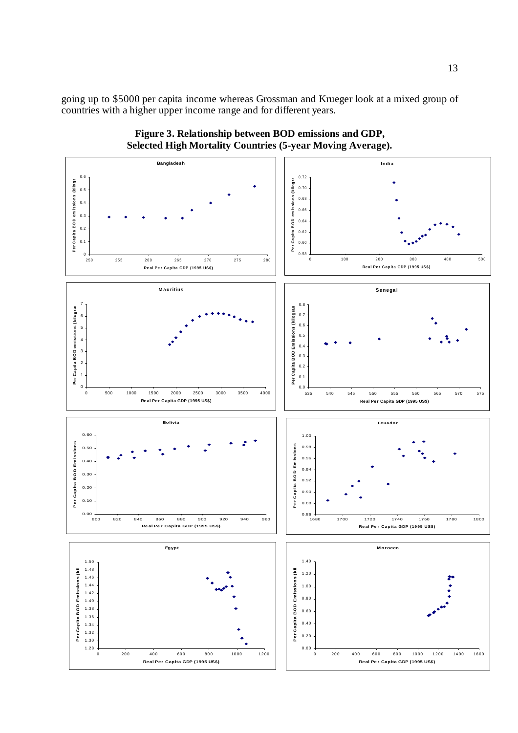going up to $5000 per capita income whereas Grossman and Krueger look at a mixed group of countries with a higher upper income range and for different years.

**Figure 3. Relationship between BOD emissions and GDP, Selected High Mortality Countries (5-year Moving Average).**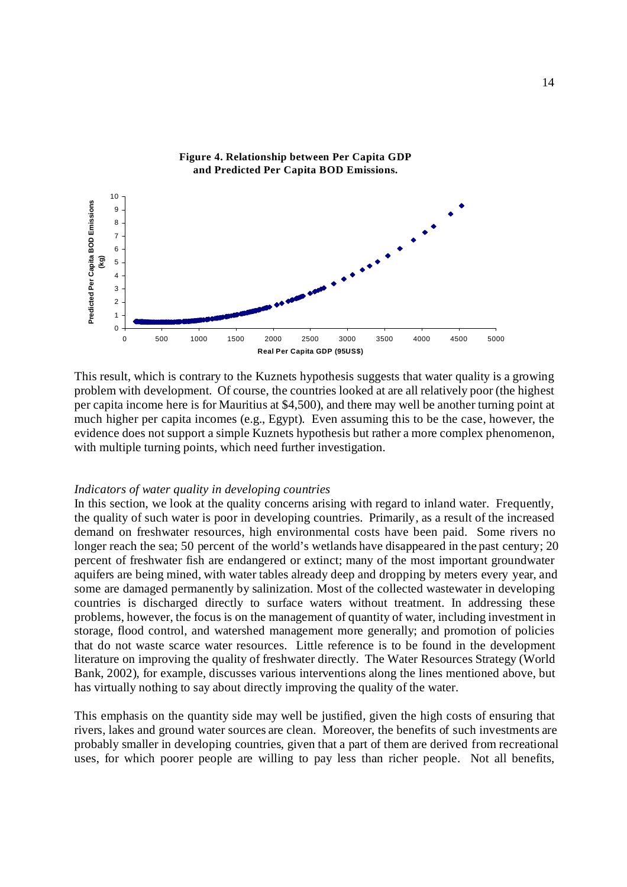**Figure 4. Relationship between Per Capita GDP and Predicted Per Capita BOD Emissions.**

Predicted Per Capita BOD Emissions (kg)

10
9
8
7
6
5
4
3
2
1
0

0 500 1000 1500 2000 2500 3000 3500 4000 4500 5000

Real Per Capita GDP (95US$)

This result, which is contrary to the Kuznets hypothesis suggests that water quality is a growing problem with development. Of course, the countries looked at are all relatively poor (the highest per capita income here is for Mauritius at $4,500), and there may well be another turning point at much higher per capita incomes (e.g., Egypt). Even assuming this to be the case, however, the evidence does not support a simple Kuznets hypothesis but rather a more complex phenomenon, with multiple turning points, which need further investigation.

*Indicators of water quality in developing countries*

In this section, we look at the quality concerns arising with regard to inland water. Frequently, the quality of such water is poor in developing countries. Primarily, as a result of the increased demand on freshwater resources, high environmental costs have been paid. Some rivers no longer reach the sea; 50 percent of the world's wetlands have disappeared in the past century; 20 percent of freshwater fish are endangered or extinct; many of the most important groundwater aquifers are being mined, with water tables already deep and dropping by meters every year, and some are damaged permanently by salinization. Most of the collected wastewater in developing countries is discharged directly to surface waters without treatment. In addressing these problems, however, the focus is on the management of quantity of water, including investment in storage, flood control, and watershed management more generally; and promotion of policies that do not waste scarce water resources. Little reference is to be found in the development literature on improving the quality of freshwater directly. The Water Resources Strategy (World Bank, 2002), for example, discusses various interventions along the lines mentioned above, but has virtually nothing to say about directly improving the quality of the water.

This emphasis on the quantity side may well be justified, given the high costs of ensuring that rivers, lakes and ground water sources are clean. Moreover, the benefits of such investments are probably smaller in developing countries, given that a part of them are derived from recreational uses, for which poorer people are willing to pay less than richer people. Not all benefits,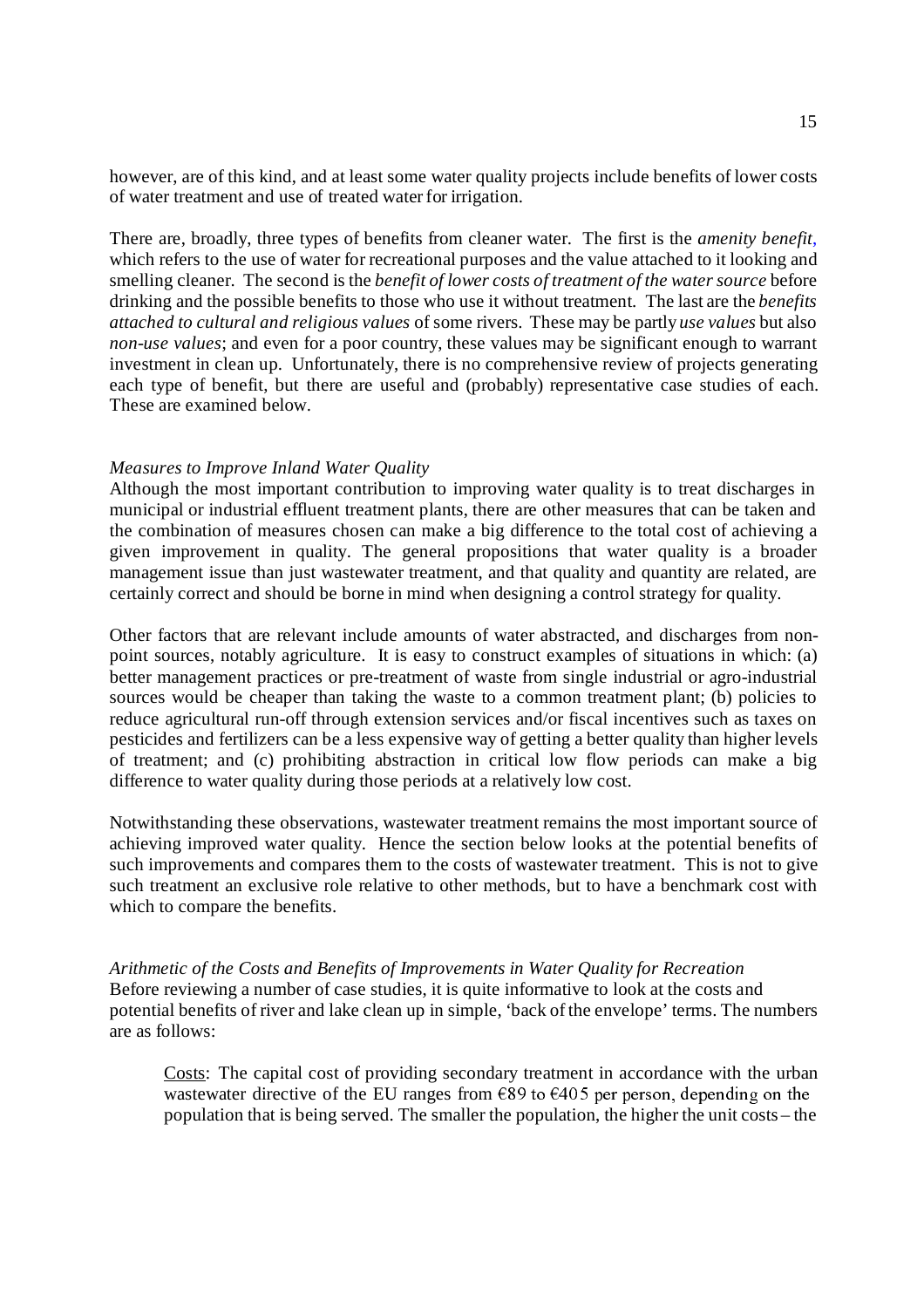however, are of this kind, and at least some water quality projects include benefits of lower costs of water treatment and use of treated water for irrigation.

There are, broadly, three types of benefits from cleaner water. The first is the *amenity benefit*, which refers to the use of water for recreational purposes and the value attached to it looking and smelling cleaner. The second is the *benefit of lower costs of treatment of the water source* before drinking and the possible benefits to those who use it without treatment. The last are the *benefits attached to cultural and religious values* of some rivers. These may be partly *use values* but also *non-use values*; and even for a poor country, these values may be significant enough to warrant investment in clean up. Unfortunately, there is no comprehensive review of projects generating each type of benefit, but there are useful and (probably) representative case studies of each. These are examined below.

*Measures to Improve Inland Water Quality*

Although the most important contribution to improving water quality is to treat discharges in municipal or industrial effluent treatment plants, there are other measures that can be taken and the combination of measures chosen can make a big difference to the total cost of achieving a given improvement in quality. The general propositions that water quality is a broader management issue than just wastewater treatment, and that quality and quantity are related, are certainly correct and should be borne in mind when designing a control strategy for quality.

Other factors that are relevant include amounts of water abstracted, and discharges from non-point sources, notably agriculture. It is easy to construct examples of situations in which: (a) better management practices or pre-treatment of waste from single industrial or agro-industrial sources would be cheaper than taking the waste to a common treatment plant; (b) policies to reduce agricultural run-off through extension services and/or fiscal incentives such as taxes on pesticides and fertilizers can be a less expensive way of getting a better quality than higher levels of treatment; and (c) prohibiting abstraction in critical low flow periods can make a big difference to water quality during those periods at a relatively low cost.

Notwithstanding these observations, wastewater treatment remains the most important source of achieving improved water quality. Hence the section below looks at the potential benefits of such improvements and compares them to the costs of wastewater treatment. This is not to give such treatment an exclusive role relative to other methods, but to have a benchmark cost with which to compare the benefits.

*Arithmetic of the Costs and Benefits of Improvements in Water Quality for Recreation*

Before reviewing a number of case studies, it is quite informative to look at the costs and potential benefits of river and lake clean up in simple, 'back of the envelope' terms. The numbers are as follows:

> Costs: The capital cost of providing secondary treatment in accordance with the urban wastewater directive of the EU ranges from €89 to €405 per person, depending on the population that is being served. The smaller the population, the higher the unit costs – the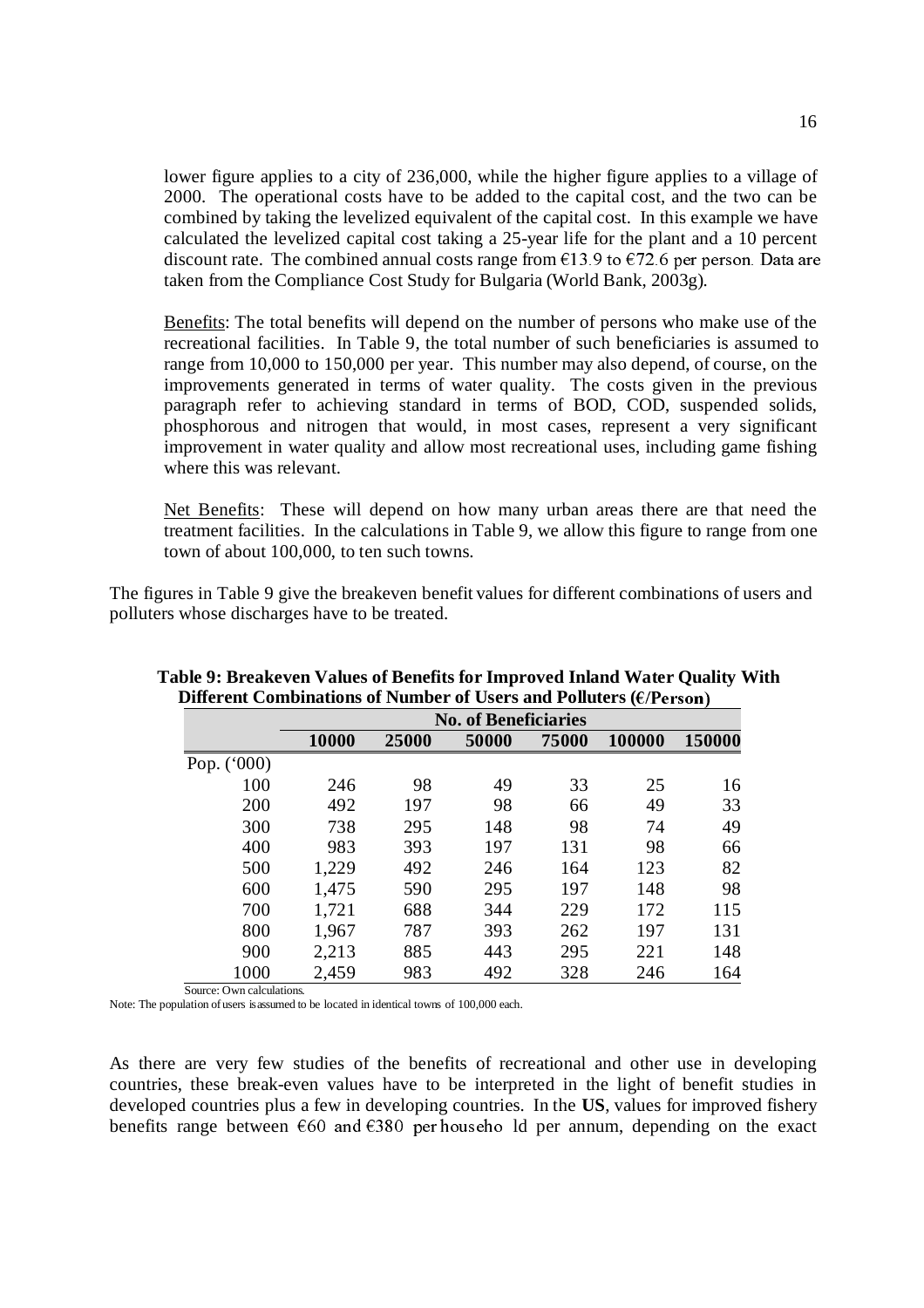lower figure applies to a city of 236,000, while the higher figure applies to a village of 2000. The operational costs have to be added to the capital cost, and the two can be combined by taking the levelized equivalent of the capital cost. In this example we have calculated the levelized capital cost taking a 25-year life for the plant and a 10 percent discount rate. The combined annual costs range from €13.9 to €72.6 per person. Data are taken from the Compliance Cost Study for Bulgaria (World Bank, 2003g).

Benefits: The total benefits will depend on the number of persons who make use of the recreational facilities. In Table 9, the total number of such beneficiaries is assumed to range from 10,000 to 150,000 per year. This number may also depend, of course, on the improvements generated in terms of water quality. The costs given in the previous paragraph refer to achieving standard in terms of BOD, COD, suspended solids, phosphorous and nitrogen that would, in most cases, represent a very significant improvement in water quality and allow most recreational uses, including game fishing where this was relevant.

Net Benefits: These will depend on how many urban areas there are that need the treatment facilities. In the calculations in Table 9, we allow this figure to range from one town of about 100,000, to ten such towns.

The figures in Table 9 give the breakeven benefit values for different combinations of users and polluters whose discharges have to be treated.

**Table 9: Breakeven Values of Benefits for Improved Inland Water Quality With Different Combinations of Number of Users and Polluters (€/Person)**

| | No. of Beneficiaries | | | | | |
|---|---|---|---|---|---|---|
| | 10000 | 25000 | 50000 | 75000 | 100000 | 150000 |
| Pop. ('000) | | | | | | |
| 100 | 246 | 98 | 49 | 33 | 25 | 16 |
| 200 | 492 | 197 | 98 | 66 | 49 | 33 |
| 300 | 738 | 295 | 148 | 98 | 74 | 49 |
| 400 | 983 | 393 | 197 | 131 | 98 | 66 |
| 500 | 1,229 | 492 | 246 | 164 | 123 | 82 |
| 600 | 1,475 | 590 | 295 | 197 | 148 | 98 |
| 700 | 1,721 | 688 | 344 | 229 | 172 | 115 |
| 800 | 1,967 | 787 | 393 | 262 | 197 | 131 |
| 900 | 2,213 | 885 | 443 | 295 | 221 | 148 |
| 1000 | 2,459 | 983 | 492 | 328 | 246 | 164 |

Source: Own calculations.

Note: The population of users is assumed to be located in identical towns of 100,000 each.

As there are very few studies of the benefits of recreational and other use in developing countries, these break-even values have to be interpreted in the light of benefit studies in developed countries plus a few in developing countries. In the **US**, values for improved fishery benefits range between €60 and €380 per household per annum, depending on the exact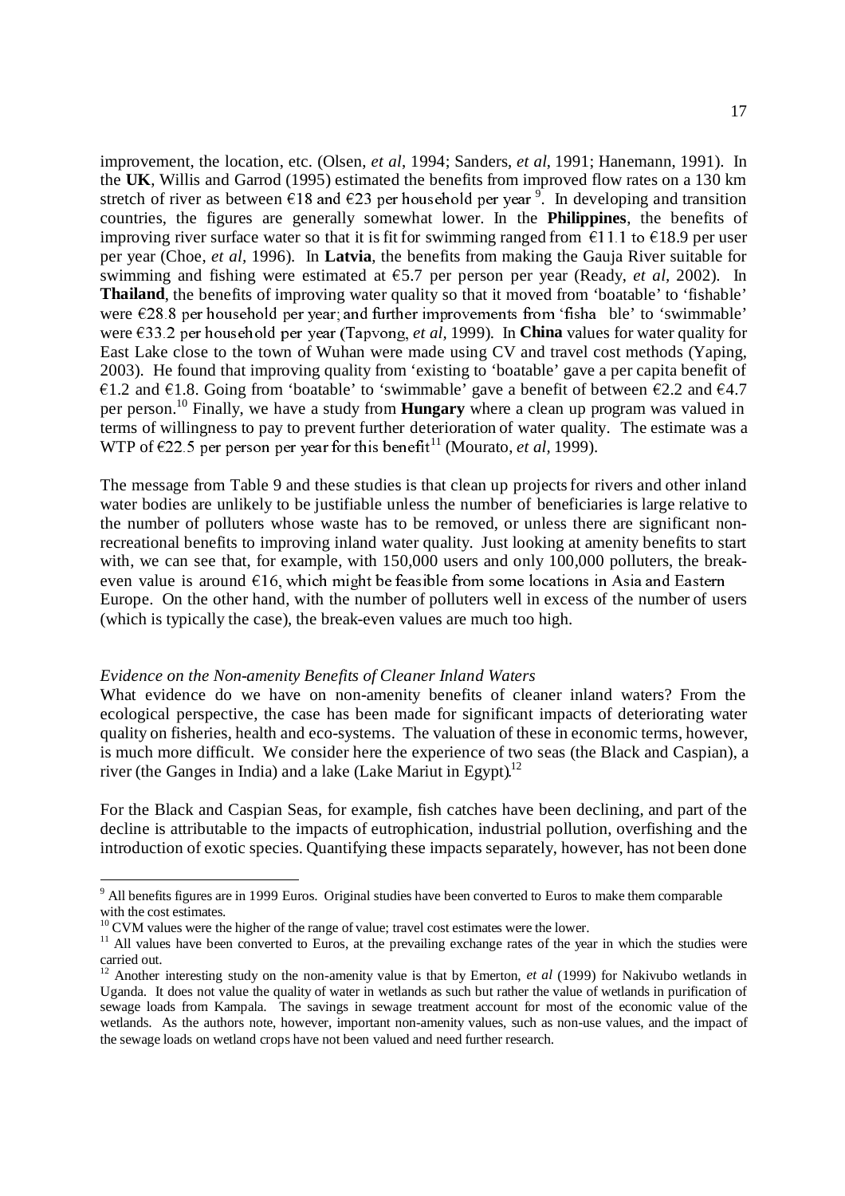improvement, the location, etc. (Olsen, *et al*, 1994; Sanders, *et al*, 1991; Hanemann, 1991). In the **UK**, Willis and Garrod (1995) estimated the benefits from improved flow rates on a 130 km stretch of river as between €18 and €23 per household per year [9]. In developing and transition countries, the figures are generally somewhat lower. In the **Philippines**, the benefits of improving river surface water so that it is fit for swimming ranged from €11.1 to €18.9 per user per year (Choe, *et al*, 1996). In **Latvia**, the benefits from making the Gauja River suitable for swimming and fishing were estimated at €5.7 per person per year (Ready, *et al*, 2002). In **Thailand**, the benefits of improving water quality so that it moved from 'boatable' to 'fishable' were €28.8 per household per year; and further improvements from 'fisha ble' to 'swimmable' were €33.2 per household per year (Tapvong, *et al*, 1999). In **China** values for water quality for East Lake close to the town of Wuhan were made using CV and travel cost methods (Yaping, 2003). He found that improving quality from 'existing to 'boatable' gave a per capita benefit of €1.2 and €1.8. Going from 'boatable' to 'swimmable' gave a benefit of between €2.2 and €4.7 per person.[10] Finally, we have a study from **Hungary** where a clean up program was valued in terms of willingness to pay to prevent further deterioration of water quality. The estimate was a WTP of €22.5 per person per year for this benefit[11] (Mourato, *et al*, 1999).

The message from Table 9 and these studies is that clean up projects for rivers and other inland water bodies are unlikely to be justifiable unless the number of beneficiaries is large relative to the number of polluters whose waste has to be removed, or unless there are significant non-recreational benefits to improving inland water quality. Just looking at amenity benefits to start with, we can see that, for example, with 150,000 users and only 100,000 polluters, the break-even value is around €16, which might be feasible from some locations in Asia and Eastern Europe. On the other hand, with the number of polluters well in excess of the number of users (which is typically the case), the break-even values are much too high.

*Evidence on the Non-amenity Benefits of Cleaner Inland Waters*

What evidence do we have on non-amenity benefits of cleaner inland waters? From the ecological perspective, the case has been made for significant impacts of deteriorating water quality on fisheries, health and eco-systems. The valuation of these in economic terms, however, is much more difficult. We consider here the experience of two seas (the Black and Caspian), a river (the Ganges in India) and a lake (Lake Mariut in Egypt).[12]

For the Black and Caspian Seas, for example, fish catches have been declining, and part of the decline is attributable to the impacts of eutrophication, industrial pollution, overfishing and the introduction of exotic species. Quantifying these impacts separately, however, has not been done

---

[9] All benefits figures are in 1999 Euros. Original studies have been converted to Euros to make them comparable with the cost estimates.

[10] CVM values were the higher of the range of value; travel cost estimates were the lower.

[11] All values have been converted to Euros, at the prevailing exchange rates of the year in which the studies were carried out.

[12] Another interesting study on the non-amenity value is that by Emerton, *et al* (1999) for Nakivubo wetlands in Uganda. It does not value the quality of water in wetlands as such but rather the value of wetlands in purification of sewage loads from Kampala. The savings in sewage treatment account for most of the economic value of the wetlands. As the authors note, however, important non-amenity values, such as non-use values, and the impact of the sewage loads on wetland crops have not been valued and need further research.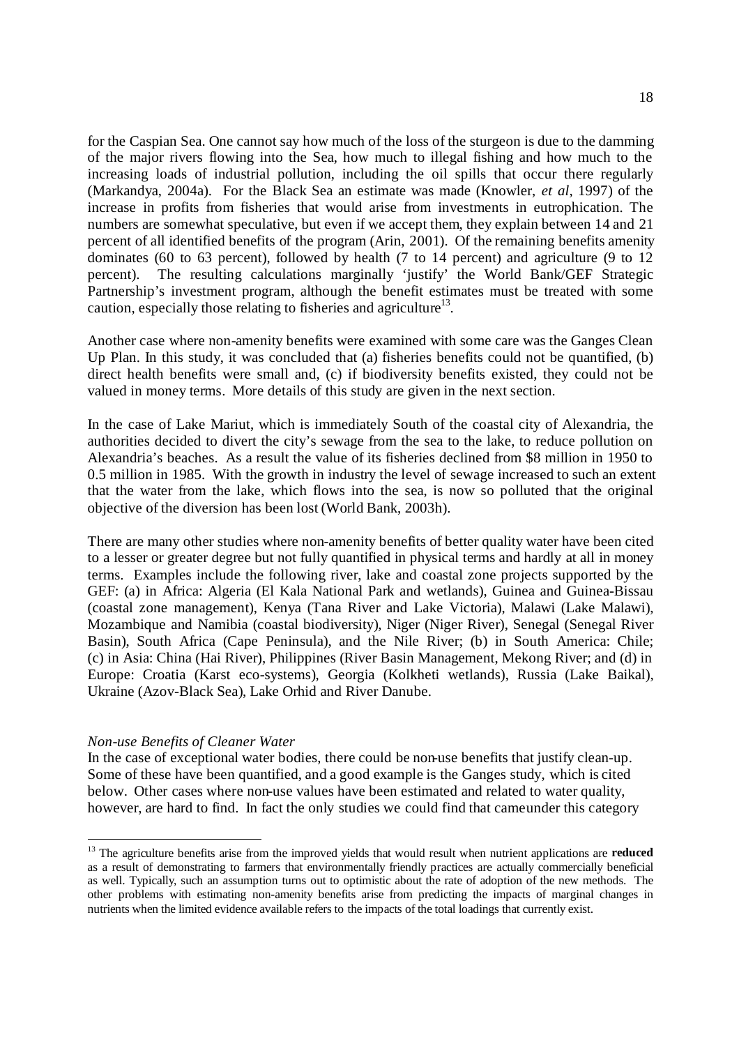for the Caspian Sea. One cannot say how much of the loss of the sturgeon is due to the damming of the major rivers flowing into the Sea, how much to illegal fishing and how much to the increasing loads of industrial pollution, including the oil spills that occur there regularly (Markandya, 2004a). For the Black Sea an estimate was made (Knowler, *et al*, 1997) of the increase in profits from fisheries that would arise from investments in eutrophication. The numbers are somewhat speculative, but even if we accept them, they explain between 14 and 21 percent of all identified benefits of the program (Arin, 2001). Of the remaining benefits amenity dominates (60 to 63 percent), followed by health (7 to 14 percent) and agriculture (9 to 12 percent). The resulting calculations marginally 'justify' the World Bank/GEF Strategic Partnership's investment program, although the benefit estimates must be treated with some caution, especially those relating to fisheries and agriculture[13].

Another case where non-amenity benefits were examined with some care was the Ganges Clean Up Plan. In this study, it was concluded that (a) fisheries benefits could not be quantified, (b) direct health benefits were small and, (c) if biodiversity benefits existed, they could not be valued in money terms. More details of this study are given in the next section.

In the case of Lake Mariut, which is immediately South of the coastal city of Alexandria, the authorities decided to divert the city's sewage from the sea to the lake, to reduce pollution on Alexandria's beaches. As a result the value of its fisheries declined from $8 million in 1950 to 0.5 million in 1985. With the growth in industry the level of sewage increased to such an extent that the water from the lake, which flows into the sea, is now so polluted that the original objective of the diversion has been lost (World Bank, 2003h).

There are many other studies where non-amenity benefits of better quality water have been cited to a lesser or greater degree but not fully quantified in physical terms and hardly at all in money terms. Examples include the following river, lake and coastal zone projects supported by the GEF: (a) in Africa: Algeria (El Kala National Park and wetlands), Guinea and Guinea-Bissau (coastal zone management), Kenya (Tana River and Lake Victoria), Malawi (Lake Malawi), Mozambique and Namibia (coastal biodiversity), Niger (Niger River), Senegal (Senegal River Basin), South Africa (Cape Peninsula), and the Nile River; (b) in South America: Chile; (c) in Asia: China (Hai River), Philippines (River Basin Management, Mekong River; and (d) in Europe: Croatia (Karst eco-systems), Georgia (Kolkheti wetlands), Russia (Lake Baikal), Ukraine (Azov-Black Sea), Lake Orhid and River Danube.

*Non-use Benefits of Cleaner Water*

In the case of exceptional water bodies, there could be non-use benefits that justify clean-up. Some of these have been quantified, and a good example is the Ganges study, which is cited below. Other cases where non-use values have been estimated and related to water quality, however, are hard to find. In fact the only studies we could find that cameunder this category

---

[13] The agriculture benefits arise from the improved yields that would result when nutrient applications are **reduced** as a result of demonstrating to farmers that environmentally friendly practices are actually commercially beneficial as well. Typically, such an assumption turns out to optimistic about the rate of adoption of the new methods. The other problems with estimating non-amenity benefits arise from predicting the impacts of marginal changes in nutrients when the limited evidence available refers to the impacts of the total loadings that currently exist.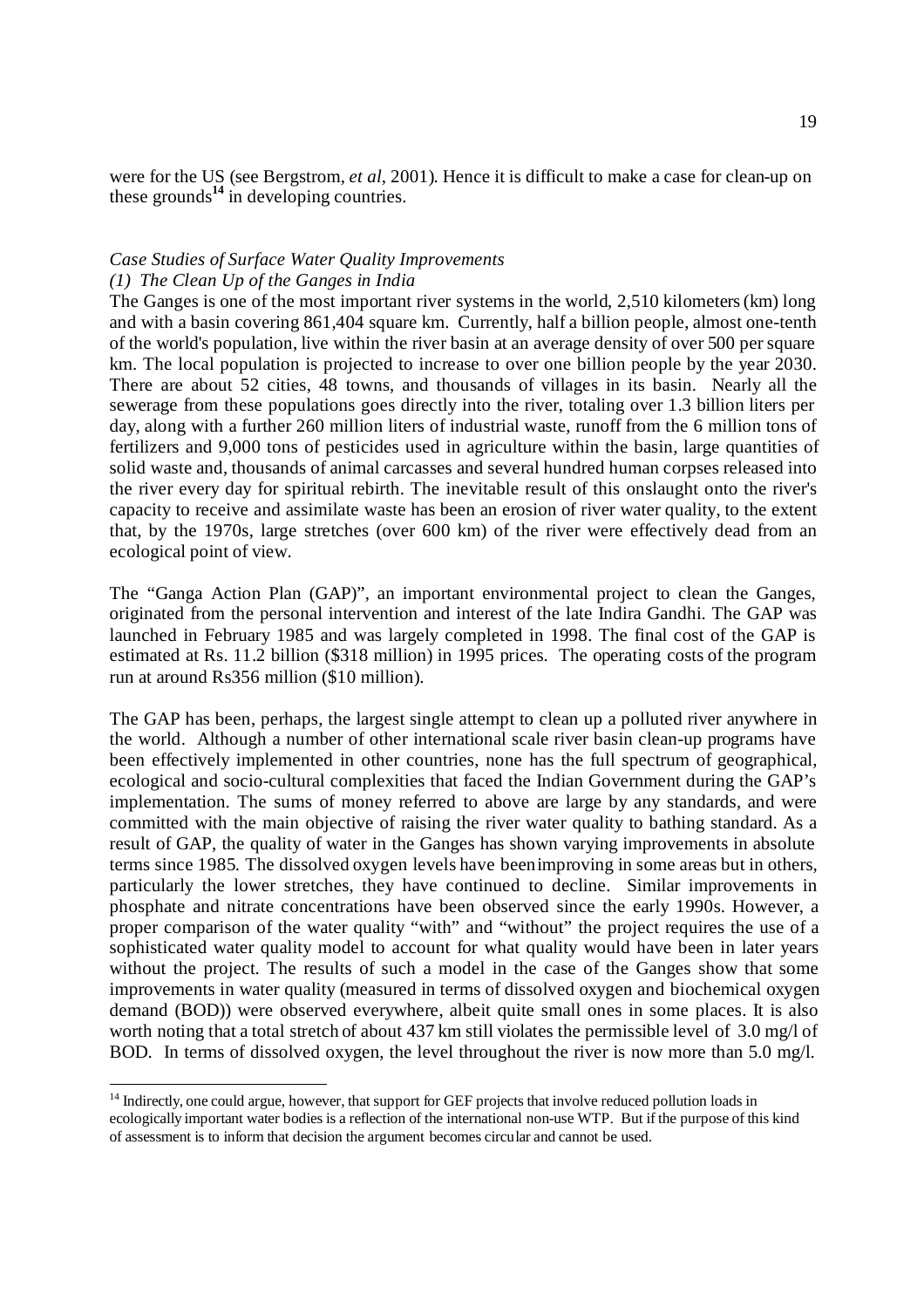were for the US (see Bergstrom, *et al*, 2001). Hence it is difficult to make a case for clean-up on these grounds[14] in developing countries.

*Case Studies of Surface Water Quality Improvements*

*(1) The Clean Up of the Ganges in India*

The Ganges is one of the most important river systems in the world, 2,510 kilometers (km) long and with a basin covering 861,404 square km. Currently, half a billion people, almost one-tenth of the world's population, live within the river basin at an average density of over 500 per square km. The local population is projected to increase to over one billion people by the year 2030. There are about 52 cities, 48 towns, and thousands of villages in its basin. Nearly all the sewerage from these populations goes directly into the river, totaling over 1.3 billion liters per day, along with a further 260 million liters of industrial waste, runoff from the 6 million tons of fertilizers and 9,000 tons of pesticides used in agriculture within the basin, large quantities of solid waste and, thousands of animal carcasses and several hundred human corpses released into the river every day for spiritual rebirth. The inevitable result of this onslaught onto the river's capacity to receive and assimilate waste has been an erosion of river water quality, to the extent that, by the 1970s, large stretches (over 600 km) of the river were effectively dead from an ecological point of view.

The "Ganga Action Plan (GAP)", an important environmental project to clean the Ganges, originated from the personal intervention and interest of the late Indira Gandhi. The GAP was launched in February 1985 and was largely completed in 1998. The final cost of the GAP is estimated at Rs. 11.2 billion ($318 million) in 1995 prices. The operating costs of the program run at around Rs356 million ($10 million).

The GAP has been, perhaps, the largest single attempt to clean up a polluted river anywhere in the world. Although a number of other international scale river basin clean-up programs have been effectively implemented in other countries, none has the full spectrum of geographical, ecological and socio-cultural complexities that faced the Indian Government during the GAP's implementation. The sums of money referred to above are large by any standards, and were committed with the main objective of raising the river water quality to bathing standard. As a result of GAP, the quality of water in the Ganges has shown varying improvements in absolute terms since 1985. The dissolved oxygen levels have been improving in some areas but in others, particularly the lower stretches, they have continued to decline. Similar improvements in phosphate and nitrate concentrations have been observed since the early 1990s. However, a proper comparison of the water quality "with" and "without" the project requires the use of a sophisticated water quality model to account for what quality would have been in later years without the project. The results of such a model in the case of the Ganges show that some improvements in water quality (measured in terms of dissolved oxygen and biochemical oxygen demand (BOD)) were observed everywhere, albeit quite small ones in some places. It is also worth noting that a total stretch of about 437 km still violates the permissible level of 3.0 mg/l of BOD. In terms of dissolved oxygen, the level throughout the river is now more than 5.0 mg/l.

---

[14] Indirectly, one could argue, however, that support for GEF projects that involve reduced pollution loads in ecologically important water bodies is a reflection of the international non-use WTP. But if the purpose of this kind of assessment is to inform that decision the argument becomes circular and cannot be used.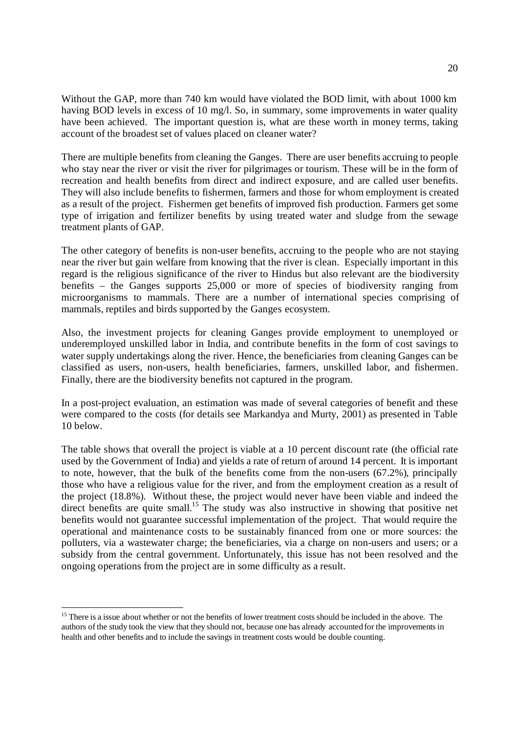Without the GAP, more than 740 km would have violated the BOD limit, with about 1000 km having BOD levels in excess of 10 mg/l. So, in summary, some improvements in water quality have been achieved. The important question is, what are these worth in money terms, taking account of the broadest set of values placed on cleaner water?

There are multiple benefits from cleaning the Ganges. There are user benefits accruing to people who stay near the river or visit the river for pilgrimages or tourism. These will be in the form of recreation and health benefits from direct and indirect exposure, and are called user benefits. They will also include benefits to fishermen, farmers and those for whom employment is created as a result of the project. Fishermen get benefits of improved fish production. Farmers get some type of irrigation and fertilizer benefits by using treated water and sludge from the sewage treatment plants of GAP.

The other category of benefits is non-user benefits, accruing to the people who are not staying near the river but gain welfare from knowing that the river is clean. Especially important in this regard is the religious significance of the river to Hindus but also relevant are the biodiversity benefits – the Ganges supports 25,000 or more of species of biodiversity ranging from microorganisms to mammals. There are a number of international species comprising of mammals, reptiles and birds supported by the Ganges ecosystem.

Also, the investment projects for cleaning Ganges provide employment to unemployed or underemployed unskilled labor in India, and contribute benefits in the form of cost savings to water supply undertakings along the river. Hence, the beneficiaries from cleaning Ganges can be classified as users, non-users, health beneficiaries, farmers, unskilled labor, and fishermen. Finally, there are the biodiversity benefits not captured in the program.

In a post-project evaluation, an estimation was made of several categories of benefit and these were compared to the costs (for details see Markandya and Murty, 2001) as presented in Table 10 below.

The table shows that overall the project is viable at a 10 percent discount rate (the official rate used by the Government of India) and yields a rate of return of around 14 percent. It is important to note, however, that the bulk of the benefits come from the non-users (67.2%), principally those who have a religious value for the river, and from the employment creation as a result of the project (18.8%). Without these, the project would never have been viable and indeed the direct benefits are quite small.[15] The study was also instructive in showing that positive net benefits would not guarantee successful implementation of the project. That would require the operational and maintenance costs to be sustainably financed from one or more sources: the polluters, via a wastewater charge; the beneficiaries, via a charge on non-users and users; or a subsidy from the central government. Unfortunately, this issue has not been resolved and the ongoing operations from the project are in some difficulty as a result.

---

[15] There is a issue about whether or not the benefits of lower treatment costs should be included in the above. The authors of the study took the view that they should not, because one has already accounted for the improvements in health and other benefits and to include the savings in treatment costs would be double counting.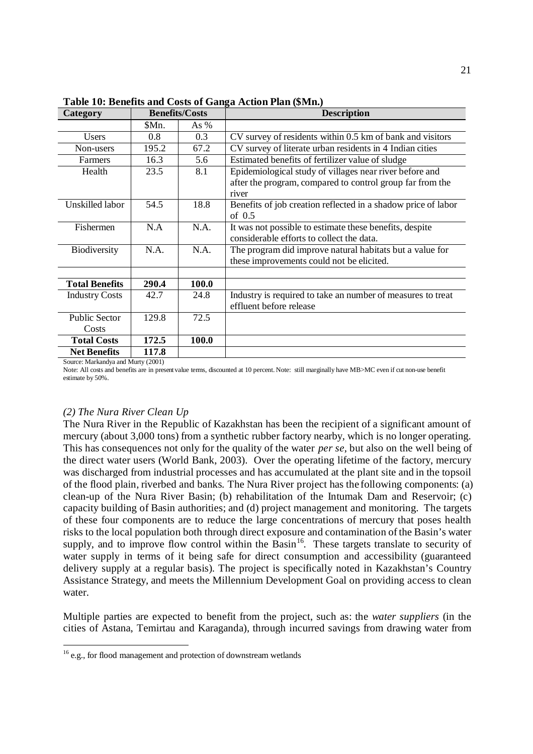**Table 10: Benefits and Costs of Ganga Action Plan ($Mn.)**

| Category | Benefits/Costs | | Description |
|---|---|---|---|
| | $Mn. | As % | |
| Users | 0.8 | 0.3 | CV survey of residents within 0.5 km of bank and visitors |
| Non-users | 195.2 | 67.2 | CV survey of literate urban residents in 4 Indian cities |
| Farmers | 16.3 | 5.6 | Estimated benefits of fertilizer value of sludge |
| Health | 23.5 | 8.1 | Epidemiological study of villages near river before and after the program, compared to control group far from the river |
| Unskilled labor | 54.5 | 18.8 | Benefits of job creation reflected in a shadow price of labor of 0.5 |
| Fishermen | N.A | N.A. | It was not possible to estimate these benefits, despite considerable efforts to collect the data. |
| Biodiversity | N.A. | N.A. | The program did improve natural habitats but a value for these improvements could not be elicited. |
| | | | |
| **Total Benefits** | **290.4** | **100.0** | |
| Industry Costs | 42.7 | 24.8 | Industry is required to take an number of measures to treat effluent before release |
| Public Sector Costs | 129.8 | 72.5 | |
| **Total Costs** | **172.5** | **100.0** | |
| **Net Benefits** | **117.8** | | |

Source: Markandya and Murty (2001)

Note: All costs and benefits are in present value terms, discounted at 10 percent. Note: still marginally have MB>MC even if cut non-use benefit estimate by 50%.

*(2) The Nura River Clean Up*

The Nura River in the Republic of Kazakhstan has been the recipient of a significant amount of mercury (about 3,000 tons) from a synthetic rubber factory nearby, which is no longer operating. This has consequences not only for the quality of the water *per se*, but also on the well being of the direct water users (World Bank, 2003). Over the operating lifetime of the factory, mercury was discharged from industrial processes and has accumulated at the plant site and in the topsoil of the flood plain, riverbed and banks. The Nura River project has the following components: (a) clean-up of the Nura River Basin; (b) rehabilitation of the Intumak Dam and Reservoir; (c) capacity building of Basin authorities; and (d) project management and monitoring. The targets of these four components are to reduce the large concentrations of mercury that poses health risks to the local population both through direct exposure and contamination of the Basin's water supply, and to improve flow control within the Basin[16]. These targets translate to security of water supply in terms of it being safe for direct consumption and accessibility (guaranteed delivery supply at a regular basis). The project is specifically noted in Kazakhstan's Country Assistance Strategy, and meets the Millennium Development Goal on providing access to clean water.

Multiple parties are expected to benefit from the project, such as: the *water suppliers* (in the cities of Astana, Temirtau and Karaganda), through incurred savings from drawing water from

[16] e.g., for flood management and protection of downstream wetlands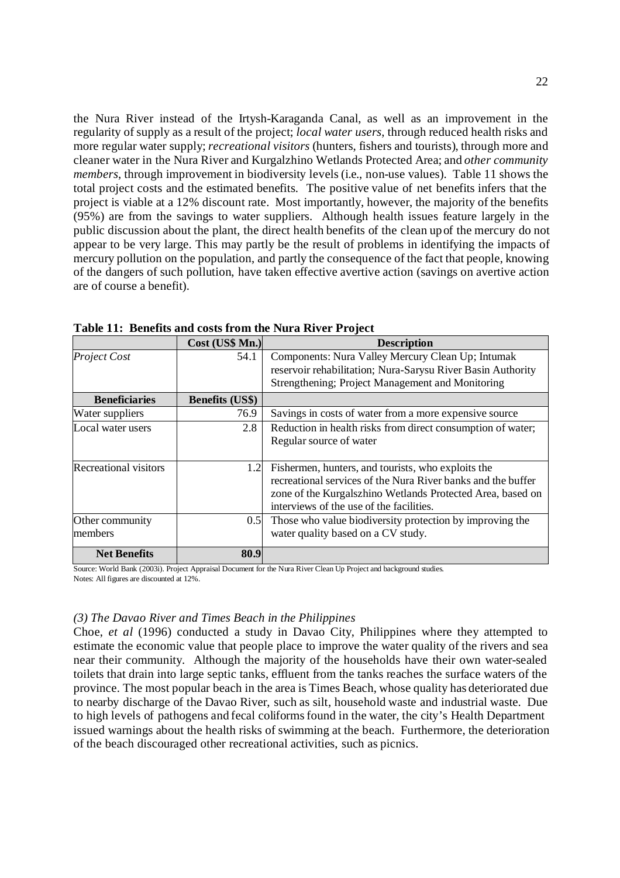the Nura River instead of the Irtysh-Karaganda Canal, as well as an improvement in the regularity of supply as a result of the project; *local water users*, through reduced health risks and more regular water supply; *recreational visitors* (hunters, fishers and tourists), through more and cleaner water in the Nura River and Kurgalzhino Wetlands Protected Area; and *other community members*, through improvement in biodiversity levels (i.e., non-use values). Table 11 shows the total project costs and the estimated benefits. The positive value of net benefits infers that the project is viable at a 12% discount rate. Most importantly, however, the majority of the benefits (95%) are from the savings to water suppliers. Although health issues feature largely in the public discussion about the plant, the direct health benefits of the clean up of the mercury do not appear to be very large. This may partly be the result of problems in identifying the impacts of mercury pollution on the population, and partly the consequence of the fact that people, knowing of the dangers of such pollution, have taken effective avertive action (savings on avertive action are of course a benefit).

**Table 11: Benefits and costs from the Nura River Project**

| | Cost (US$ Mn.) | Description |
|---|---|---|
| *Project Cost* | 54.1 | Components: Nura Valley Mercury Clean Up; Intumak reservoir rehabilitation; Nura-Sarysu River Basin Authority Strengthening; Project Management and Monitoring |
| **Beneficiaries** | **Benefits (US$)** | |
| Water suppliers | 76.9 | Savings in costs of water from a more expensive source |
| Local water users | 2.8 | Reduction in health risks from direct consumption of water; Regular source of water |
| Recreational visitors | 1.2 | Fishermen, hunters, and tourists, who exploits the recreational services of the Nura River banks and the buffer zone of the Kurgalszhino Wetlands Protected Area, based on interviews of the use of the facilities. |
| Other community members | 0.5 | Those who value biodiversity protection by improving the water quality based on a CV study. |
| **Net Benefits** | **80.9** | |

Source: World Bank (2003i). Project Appraisal Document for the Nura River Clean Up Project and background studies.
Notes: All figures are discounted at 12%.

*(3) The Davao River and Times Beach in the Philippines*

Choe, *et al* (1996) conducted a study in Davao City, Philippines where they attempted to estimate the economic value that people place to improve the water quality of the rivers and sea near their community. Although the majority of the households have their own water-sealed toilets that drain into large septic tanks, effluent from the tanks reaches the surface waters of the province. The most popular beach in the area is Times Beach, whose quality has deteriorated due to nearby discharge of the Davao River, such as silt, household waste and industrial waste. Due to high levels of pathogens and fecal coliforms found in the water, the city's Health Department issued warnings about the health risks of swimming at the beach. Furthermore, the deterioration of the beach discouraged other recreational activities, such as picnics.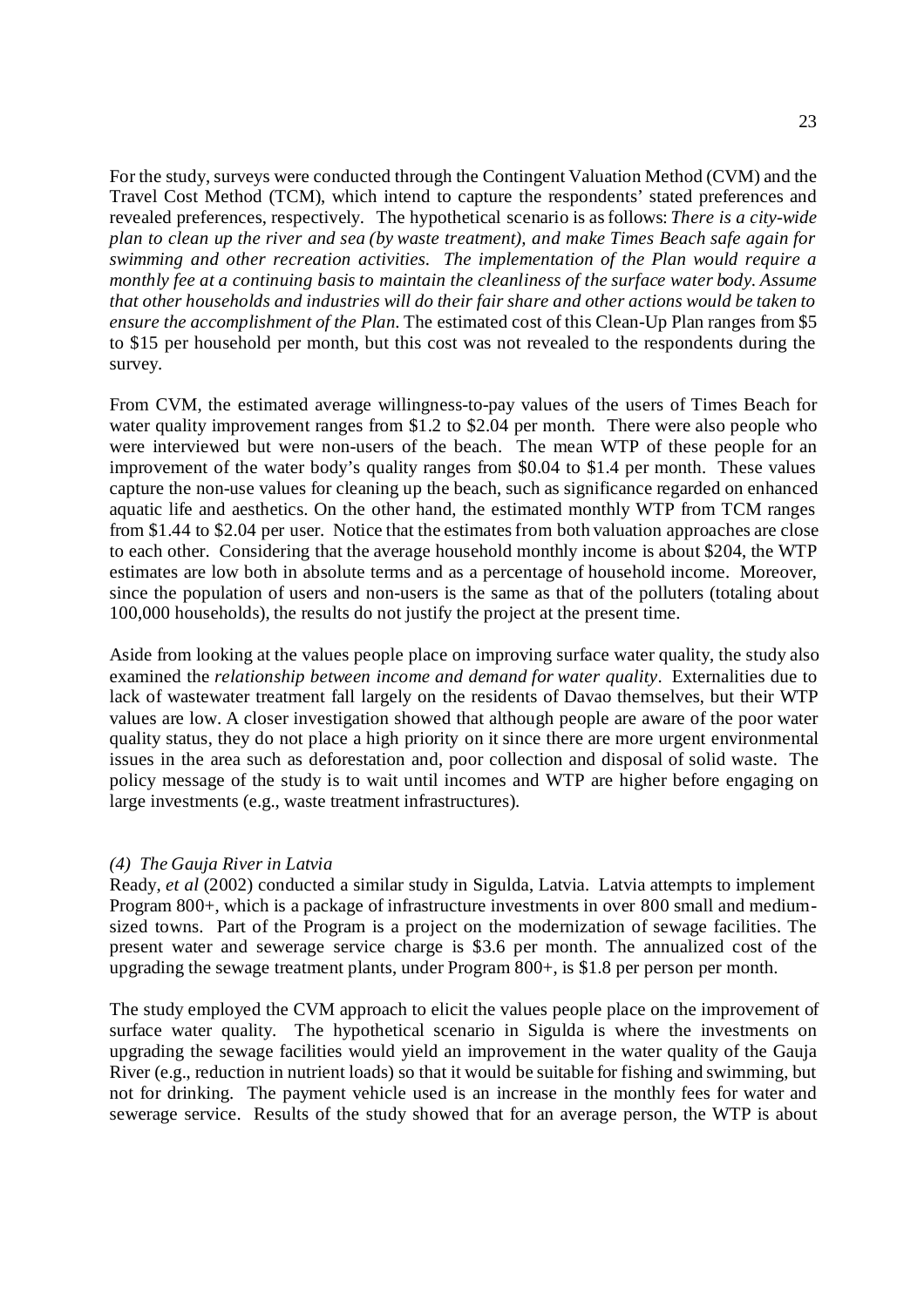For the study, surveys were conducted through the Contingent Valuation Method (CVM) and the Travel Cost Method (TCM), which intend to capture the respondents' stated preferences and revealed preferences, respectively. The hypothetical scenario is as follows: *There is a city-wide plan to clean up the river and sea (by waste treatment), and make Times Beach safe again for swimming and other recreation activities. The implementation of the Plan would require a monthly fee at a continuing basis to maintain the cleanliness of the surface water body. Assume that other households and industries will do their fair share and other actions would be taken to ensure the accomplishment of the Plan.* The estimated cost of this Clean-Up Plan ranges from \$5 to \$15 per household per month, but this cost was not revealed to the respondents during the survey.

From CVM, the estimated average willingness-to-pay values of the users of Times Beach for water quality improvement ranges from \$1.2 to \$2.04 per month. There were also people who were interviewed but were non-users of the beach. The mean WTP of these people for an improvement of the water body's quality ranges from \$0.04 to \$1.4 per month. These values capture the non-use values for cleaning up the beach, such as significance regarded on enhanced aquatic life and aesthetics. On the other hand, the estimated monthly WTP from TCM ranges from \$1.44 to \$2.04 per user. Notice that the estimates from both valuation approaches are close to each other. Considering that the average household monthly income is about \$204, the WTP estimates are low both in absolute terms and as a percentage of household income. Moreover, since the population of users and non-users is the same as that of the polluters (totaling about 100,000 households), the results do not justify the project at the present time.

Aside from looking at the values people place on improving surface water quality, the study also examined the *relationship between income and demand for water quality*. Externalities due to lack of wastewater treatment fall largely on the residents of Davao themselves, but their WTP values are low. A closer investigation showed that although people are aware of the poor water quality status, they do not place a high priority on it since there are more urgent environmental issues in the area such as deforestation and, poor collection and disposal of solid waste. The policy message of the study is to wait until incomes and WTP are higher before engaging on large investments (e.g., waste treatment infrastructures).

*(4) The Gauja River in Latvia*

Ready, *et al* (2002) conducted a similar study in Sigulda, Latvia. Latvia attempts to implement Program 800+, which is a package of infrastructure investments in over 800 small and medium-sized towns. Part of the Program is a project on the modernization of sewage facilities. The present water and sewerage service charge is \$3.6 per month. The annualized cost of the upgrading the sewage treatment plants, under Program 800+, is \$1.8 per person per month.

The study employed the CVM approach to elicit the values people place on the improvement of surface water quality. The hypothetical scenario in Sigulda is where the investments on upgrading the sewage facilities would yield an improvement in the water quality of the Gauja River (e.g., reduction in nutrient loads) so that it would be suitable for fishing and swimming, but not for drinking. The payment vehicle used is an increase in the monthly fees for water and sewerage service. Results of the study showed that for an average person, the WTP is about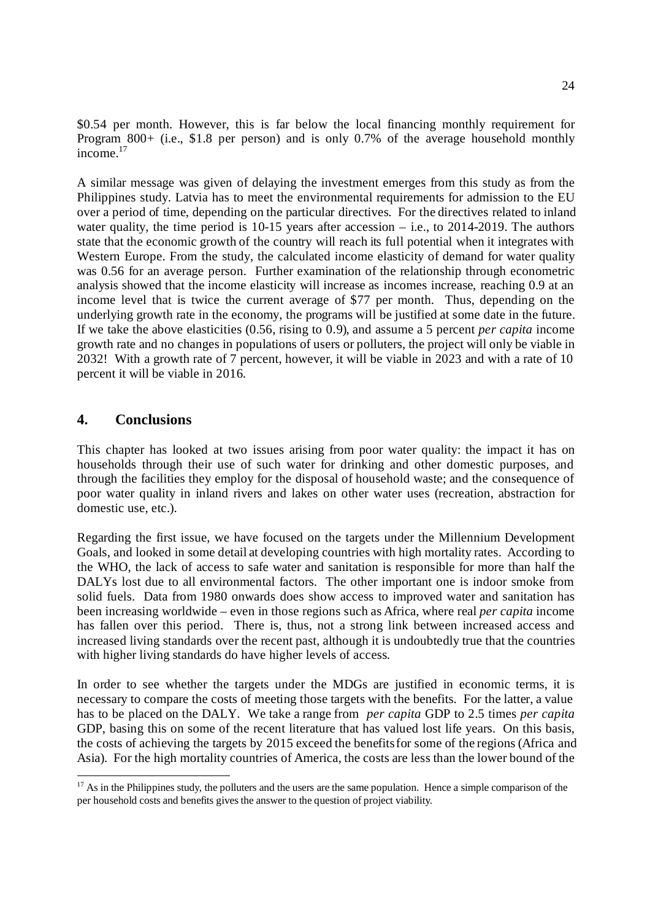$0.54 per month. However, this is far below the local financing monthly requirement for Program 800+ (i.e., $1.8 per person) and is only 0.7% of the average household monthly income.[17]

A similar message was given of delaying the investment emerges from this study as from the Philippines study. Latvia has to meet the environmental requirements for admission to the EU over a period of time, depending on the particular directives. For the directives related to inland water quality, the time period is 10-15 years after accession – i.e., to 2014-2019. The authors state that the economic growth of the country will reach its full potential when it integrates with Western Europe. From the study, the calculated income elasticity of demand for water quality was 0.56 for an average person. Further examination of the relationship through econometric analysis showed that the income elasticity will increase as incomes increase, reaching 0.9 at an income level that is twice the current average of $77 per month. Thus, depending on the underlying growth rate in the economy, the programs will be justified at some date in the future. If we take the above elasticities (0.56, rising to 0.9), and assume a 5 percent *per capita* income growth rate and no changes in populations of users or polluters, the project will only be viable in 2032! With a growth rate of 7 percent, however, it will be viable in 2023 and with a rate of 10 percent it will be viable in 2016.

## 4. Conclusions

This chapter has looked at two issues arising from poor water quality: the impact it has on households through their use of such water for drinking and other domestic purposes, and through the facilities they employ for the disposal of household waste; and the consequence of poor water quality in inland rivers and lakes on other water uses (recreation, abstraction for domestic use, etc.).

Regarding the first issue, we have focused on the targets under the Millennium Development Goals, and looked in some detail at developing countries with high mortality rates. According to the WHO, the lack of access to safe water and sanitation is responsible for more than half the DALYs lost due to all environmental factors. The other important one is indoor smoke from solid fuels. Data from 1980 onwards does show access to improved water and sanitation has been increasing worldwide – even in those regions such as Africa, where real *per capita* income has fallen over this period. There is, thus, not a strong link between increased access and increased living standards over the recent past, although it is undoubtedly true that the countries with higher living standards do have higher levels of access.

In order to see whether the targets under the MDGs are justified in economic terms, it is necessary to compare the costs of meeting those targets with the benefits. For the latter, a value has to be placed on the DALY. We take a range from *per capita* GDP to 2.5 times *per capita* GDP, basing this on some of the recent literature that has valued lost life years. On this basis, the costs of achieving the targets by 2015 exceed the benefits for some of the regions (Africa and Asia). For the high mortality countries of America, the costs are less than the lower bound of the

[17] As in the Philippines study, the polluters and the users are the same population. Hence a simple comparison of the per household costs and benefits gives the answer to the question of project viability.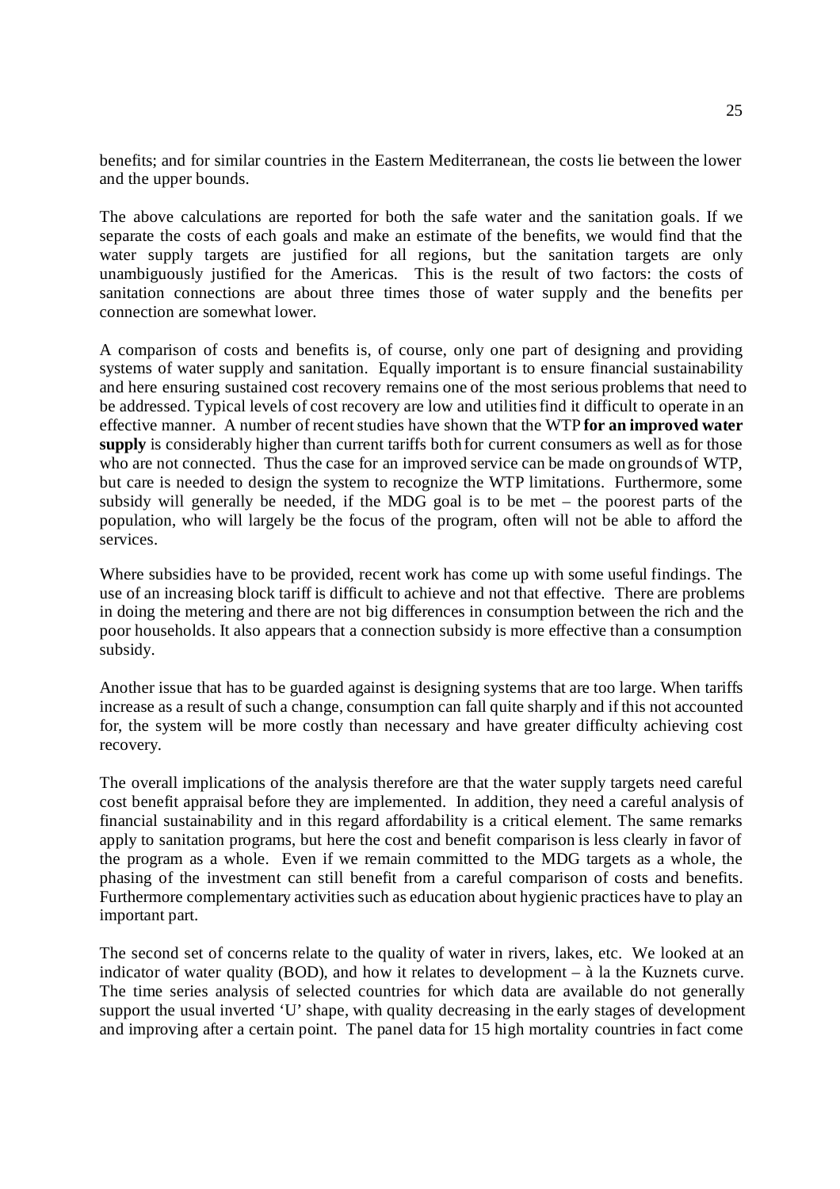benefits; and for similar countries in the Eastern Mediterranean, the costs lie between the lower and the upper bounds.

The above calculations are reported for both the safe water and the sanitation goals. If we separate the costs of each goals and make an estimate of the benefits, we would find that the water supply targets are justified for all regions, but the sanitation targets are only unambiguously justified for the Americas. This is the result of two factors: the costs of sanitation connections are about three times those of water supply and the benefits per connection are somewhat lower.

A comparison of costs and benefits is, of course, only one part of designing and providing systems of water supply and sanitation. Equally important is to ensure financial sustainability and here ensuring sustained cost recovery remains one of the most serious problems that need to be addressed. Typical levels of cost recovery are low and utilities find it difficult to operate in an effective manner. A number of recent studies have shown that the WTP **for an improved water supply** is considerably higher than current tariffs both for current consumers as well as for those who are not connected. Thus the case for an improved service can be made on grounds of WTP, but care is needed to design the system to recognize the WTP limitations. Furthermore, some subsidy will generally be needed, if the MDG goal is to be met – the poorest parts of the population, who will largely be the focus of the program, often will not be able to afford the services.

Where subsidies have to be provided, recent work has come up with some useful findings. The use of an increasing block tariff is difficult to achieve and not that effective. There are problems in doing the metering and there are not big differences in consumption between the rich and the poor households. It also appears that a connection subsidy is more effective than a consumption subsidy.

Another issue that has to be guarded against is designing systems that are too large. When tariffs increase as a result of such a change, consumption can fall quite sharply and if this not accounted for, the system will be more costly than necessary and have greater difficulty achieving cost recovery.

The overall implications of the analysis therefore are that the water supply targets need careful cost benefit appraisal before they are implemented. In addition, they need a careful analysis of financial sustainability and in this regard affordability is a critical element. The same remarks apply to sanitation programs, but here the cost and benefit comparison is less clearly in favor of the program as a whole. Even if we remain committed to the MDG targets as a whole, the phasing of the investment can still benefit from a careful comparison of costs and benefits. Furthermore complementary activities such as education about hygienic practices have to play an important part.

The second set of concerns relate to the quality of water in rivers, lakes, etc. We looked at an indicator of water quality (BOD), and how it relates to development – à la the Kuznets curve. The time series analysis of selected countries for which data are available do not generally support the usual inverted 'U' shape, with quality decreasing in the early stages of development and improving after a certain point. The panel data for 15 high mortality countries in fact come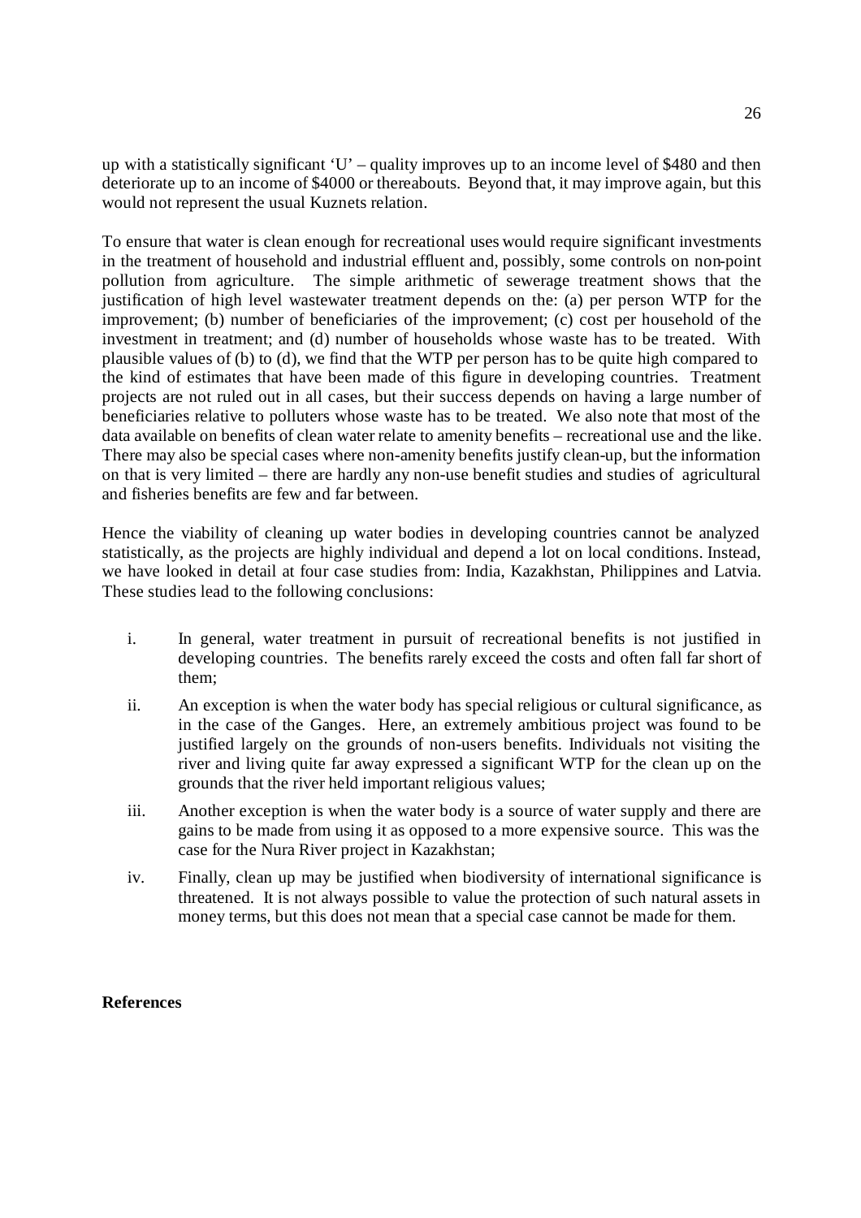up with a statistically significant 'U' – quality improves up to an income level of $480 and then deteriorate up to an income of $4000 or thereabouts. Beyond that, it may improve again, but this would not represent the usual Kuznets relation.

To ensure that water is clean enough for recreational uses would require significant investments in the treatment of household and industrial effluent and, possibly, some controls on non-point pollution from agriculture. The simple arithmetic of sewerage treatment shows that the justification of high level wastewater treatment depends on the: (a) per person WTP for the improvement; (b) number of beneficiaries of the improvement; (c) cost per household of the investment in treatment; and (d) number of households whose waste has to be treated. With plausible values of (b) to (d), we find that the WTP per person has to be quite high compared to the kind of estimates that have been made of this figure in developing countries. Treatment projects are not ruled out in all cases, but their success depends on having a large number of beneficiaries relative to polluters whose waste has to be treated. We also note that most of the data available on benefits of clean water relate to amenity benefits – recreational use and the like. There may also be special cases where non-amenity benefits justify clean-up, but the information on that is very limited – there are hardly any non-use benefit studies and studies of agricultural and fisheries benefits are few and far between.

Hence the viability of cleaning up water bodies in developing countries cannot be analyzed statistically, as the projects are highly individual and depend a lot on local conditions. Instead, we have looked in detail at four case studies from: India, Kazakhstan, Philippines and Latvia. These studies lead to the following conclusions:

i. In general, water treatment in pursuit of recreational benefits is not justified in developing countries. The benefits rarely exceed the costs and often fall far short of them;

ii. An exception is when the water body has special religious or cultural significance, as in the case of the Ganges. Here, an extremely ambitious project was found to be justified largely on the grounds of non-users benefits. Individuals not visiting the river and living quite far away expressed a significant WTP for the clean up on the grounds that the river held important religious values;

iii. Another exception is when the water body is a source of water supply and there are gains to be made from using it as opposed to a more expensive source. This was the case for the Nura River project in Kazakhstan;

iv. Finally, clean up may be justified when biodiversity of international significance is threatened. It is not always possible to value the protection of such natural assets in money terms, but this does not mean that a special case cannot be made for them.

**References**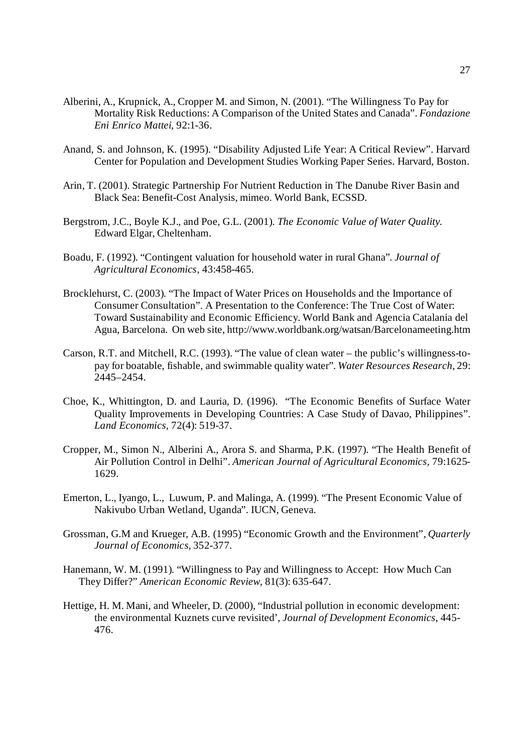Alberini, A., Krupnick, A., Cropper M. and Simon, N. (2001). "The Willingness To Pay for Mortality Risk Reductions: A Comparison of the United States and Canada". *Fondazione Eni Enrico Mattei*, 92:1-36.

Anand, S. and Johnson, K. (1995). "Disability Adjusted Life Year: A Critical Review". Harvard Center for Population and Development Studies Working Paper Series. Harvard, Boston.

Arin, T. (2001). Strategic Partnership For Nutrient Reduction in The Danube River Basin and Black Sea: Benefit-Cost Analysis, mimeo. World Bank, ECSSD.

Bergstrom, J.C., Boyle K.J., and Poe, G.L. (2001). *The Economic Value of Water Quality.* Edward Elgar, Cheltenham.

Boadu, F. (1992). "Contingent valuation for household water in rural Ghana". *Journal of Agricultural Economics*, 43:458-465.

Brocklehurst, C. (2003). "The Impact of Water Prices on Households and the Importance of Consumer Consultation". A Presentation to the Conference: The True Cost of Water: Toward Sustainability and Economic Efficiency. World Bank and Agencia Catalania del Agua, Barcelona. On web site, http://www.worldbank.org/watsan/Barcelonameeting.htm

Carson, R.T. and Mitchell, R.C. (1993). "The value of clean water – the public's willingness-to-pay for boatable, fishable, and swimmable quality water". *Water Resources Research*, 29: 2445–2454.

Choe, K., Whittington, D. and Lauria, D. (1996). "The Economic Benefits of Surface Water Quality Improvements in Developing Countries: A Case Study of Davao, Philippines". *Land Economics*, 72(4): 519-37.

Cropper, M., Simon N., Alberini A., Arora S. and Sharma, P.K. (1997). "The Health Benefit of Air Pollution Control in Delhi". *American Journal of Agricultural Economics*, 79:1625-1629.

Emerton, L., Iyango, L., Luwum, P. and Malinga, A. (1999). "The Present Economic Value of Nakivubo Urban Wetland, Uganda". IUCN, Geneva.

Grossman, G.M and Krueger, A.B. (1995) "Economic Growth and the Environment", *Quarterly Journal of Economics,* 352-377.

Hanemann, W. M. (1991). "Willingness to Pay and Willingness to Accept: How Much Can They Differ?" *American Economic Review*, 81(3): 635-647.

Hettige, H. M. Mani, and Wheeler, D. (2000), "Industrial pollution in economic development: the environmental Kuznets curve revisited', *Journal of Development Economics*, 445-476.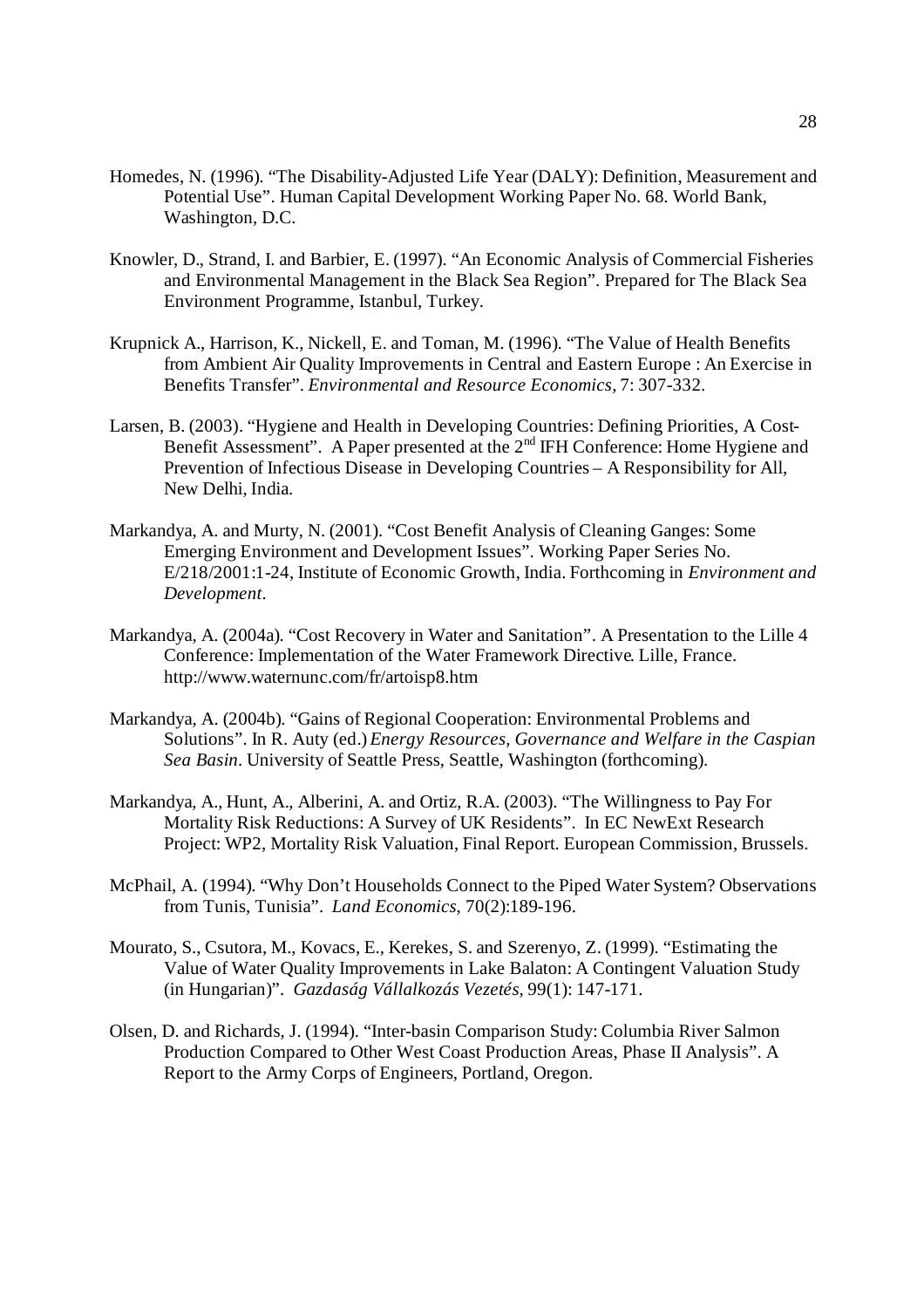Homedes, N. (1996). "The Disability-Adjusted Life Year (DALY): Definition, Measurement and Potential Use". Human Capital Development Working Paper No. 68. World Bank, Washington, D.C.

Knowler, D., Strand, I. and Barbier, E. (1997). "An Economic Analysis of Commercial Fisheries and Environmental Management in the Black Sea Region". Prepared for The Black Sea Environment Programme, Istanbul, Turkey.

Krupnick A., Harrison, K., Nickell, E. and Toman, M. (1996). "The Value of Health Benefits from Ambient Air Quality Improvements in Central and Eastern Europe : An Exercise in Benefits Transfer". *Environmental and Resource Economics*, 7: 307-332.

Larsen, B. (2003). "Hygiene and Health in Developing Countries: Defining Priorities, A Cost-Benefit Assessment". A Paper presented at the 2nd IFH Conference: Home Hygiene and Prevention of Infectious Disease in Developing Countries – A Responsibility for All, New Delhi, India.

Markandya, A. and Murty, N. (2001). "Cost Benefit Analysis of Cleaning Ganges: Some Emerging Environment and Development Issues". Working Paper Series No. E/218/2001:1-24, Institute of Economic Growth, India. Forthcoming in *Environment and Development*.

Markandya, A. (2004a). "Cost Recovery in Water and Sanitation". A Presentation to the Lille 4 Conference: Implementation of the Water Framework Directive. Lille, France. http://www.waternunc.com/fr/artoisp8.htm

Markandya, A. (2004b). "Gains of Regional Cooperation: Environmental Problems and Solutions". In R. Auty (ed.) *Energy Resources, Governance and Welfare in the Caspian Sea Basin*. University of Seattle Press, Seattle, Washington (forthcoming).

Markandya, A., Hunt, A., Alberini, A. and Ortiz, R.A. (2003). "The Willingness to Pay For Mortality Risk Reductions: A Survey of UK Residents". In EC NewExt Research Project: WP2, Mortality Risk Valuation, Final Report. European Commission, Brussels.

McPhail, A. (1994). "Why Don't Households Connect to the Piped Water System? Observations from Tunis, Tunisia". *Land Economics*, 70(2):189-196.

Mourato, S., Csutora, M., Kovacs, E., Kerekes, S. and Szerenyo, Z. (1999). "Estimating the Value of Water Quality Improvements in Lake Balaton: A Contingent Valuation Study (in Hungarian)". *Gazdaság Vállalkozás Vezetés*, 99(1): 147-171.

Olsen, D. and Richards, J. (1994). "Inter-basin Comparison Study: Columbia River Salmon Production Compared to Other West Coast Production Areas, Phase II Analysis". A Report to the Army Corps of Engineers, Portland, Oregon.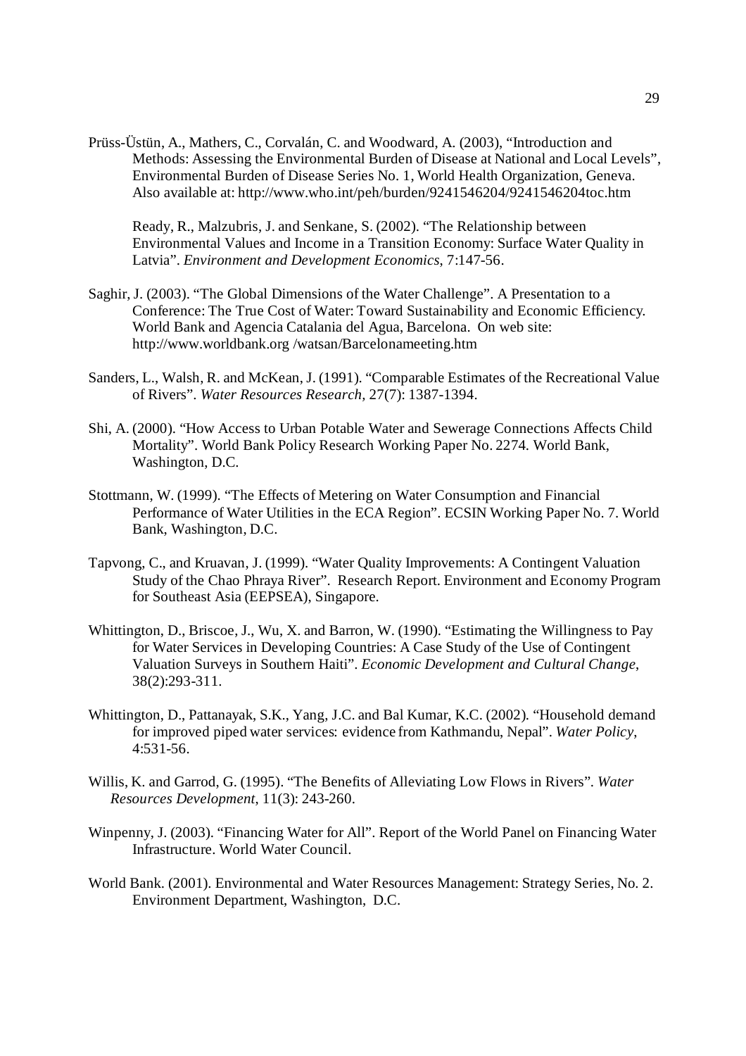Prüss-Üstün, A., Mathers, C., Corvalán, C. and Woodward, A. (2003), "Introduction and Methods: Assessing the Environmental Burden of Disease at National and Local Levels", Environmental Burden of Disease Series No. 1, World Health Organization, Geneva. Also available at: http://www.who.int/peh/burden/9241546204/9241546204toc.htm

Ready, R., Malzubris, J. and Senkane, S. (2002). "The Relationship between Environmental Values and Income in a Transition Economy: Surface Water Quality in Latvia". *Environment and Development Economics*, 7:147-56.

Saghir, J. (2003). "The Global Dimensions of the Water Challenge". A Presentation to a Conference: The True Cost of Water: Toward Sustainability and Economic Efficiency. World Bank and Agencia Catalania del Agua, Barcelona. On web site: http://www.worldbank.org /watsan/Barcelonameeting.htm

Sanders, L., Walsh, R. and McKean, J. (1991). "Comparable Estimates of the Recreational Value of Rivers". *Water Resources Research*, 27(7): 1387-1394.

Shi, A. (2000). "How Access to Urban Potable Water and Sewerage Connections Affects Child Mortality". World Bank Policy Research Working Paper No. 2274. World Bank, Washington, D.C.

Stottmann, W. (1999). "The Effects of Metering on Water Consumption and Financial Performance of Water Utilities in the ECA Region". ECSIN Working Paper No. 7. World Bank, Washington, D.C.

Tapvong, C., and Kruavan, J. (1999). "Water Quality Improvements: A Contingent Valuation Study of the Chao Phraya River". Research Report. Environment and Economy Program for Southeast Asia (EEPSEA), Singapore.

Whittington, D., Briscoe, J., Wu, X. and Barron, W. (1990). "Estimating the Willingness to Pay for Water Services in Developing Countries: A Case Study of the Use of Contingent Valuation Surveys in Southern Haiti". *Economic Development and Cultural Change*, 38(2):293-311.

Whittington, D., Pattanayak, S.K., Yang, J.C. and Bal Kumar, K.C. (2002). "Household demand for improved piped water services: evidence from Kathmandu, Nepal". *Water Policy*, 4:531-56.

Willis, K. and Garrod, G. (1995). "The Benefits of Alleviating Low Flows in Rivers". *Water Resources Development*, 11(3): 243-260.

Winpenny, J. (2003). "Financing Water for All". Report of the World Panel on Financing Water Infrastructure. World Water Council.

World Bank. (2001). Environmental and Water Resources Management: Strategy Series, No. 2. Environment Department, Washington, D.C.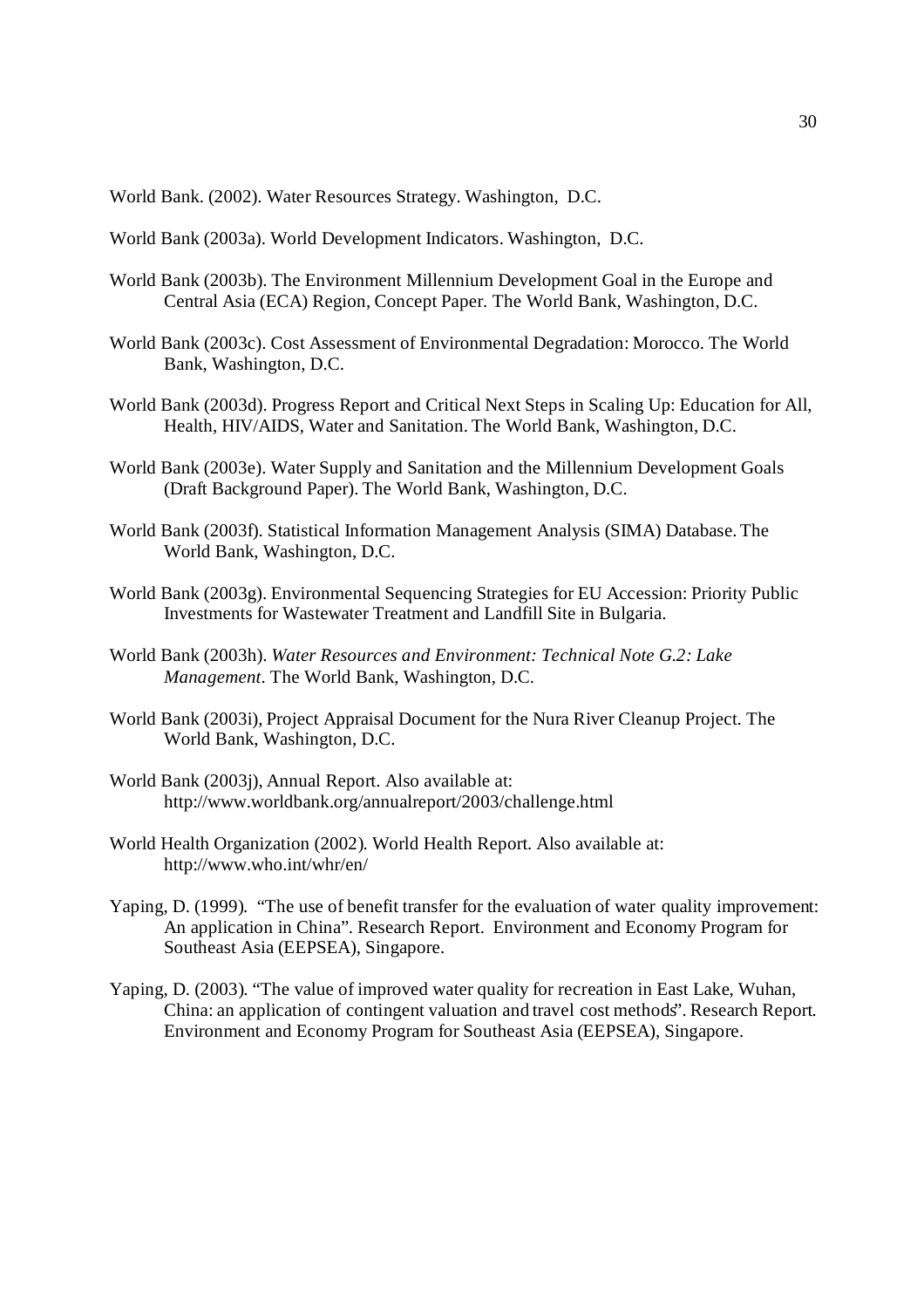World Bank. (2002). Water Resources Strategy. Washington, D.C.

World Bank (2003a). World Development Indicators. Washington, D.C.

World Bank (2003b). The Environment Millennium Development Goal in the Europe and Central Asia (ECA) Region, Concept Paper. The World Bank, Washington, D.C.

World Bank (2003c). Cost Assessment of Environmental Degradation: Morocco. The World Bank, Washington, D.C.

World Bank (2003d). Progress Report and Critical Next Steps in Scaling Up: Education for All, Health, HIV/AIDS, Water and Sanitation. The World Bank, Washington, D.C.

World Bank (2003e). Water Supply and Sanitation and the Millennium Development Goals (Draft Background Paper). The World Bank, Washington, D.C.

World Bank (2003f). Statistical Information Management Analysis (SIMA) Database. The World Bank, Washington, D.C.

World Bank (2003g). Environmental Sequencing Strategies for EU Accession: Priority Public Investments for Wastewater Treatment and Landfill Site in Bulgaria.

World Bank (2003h). *Water Resources and Environment: Technical Note G.2: Lake Management*. The World Bank, Washington, D.C.

World Bank (2003i), Project Appraisal Document for the Nura River Cleanup Project. The World Bank, Washington, D.C.

World Bank (2003j), Annual Report. Also available at: http://www.worldbank.org/annualreport/2003/challenge.html

World Health Organization (2002). World Health Report. Also available at: http://www.who.int/whr/en/

Yaping, D. (1999). "The use of benefit transfer for the evaluation of water quality improvement: An application in China". Research Report. Environment and Economy Program for Southeast Asia (EEPSEA), Singapore.

Yaping, D. (2003). "The value of improved water quality for recreation in East Lake, Wuhan, China: an application of contingent valuation and travel cost methods". Research Report. Environment and Economy Program for Southeast Asia (EEPSEA), Singapore.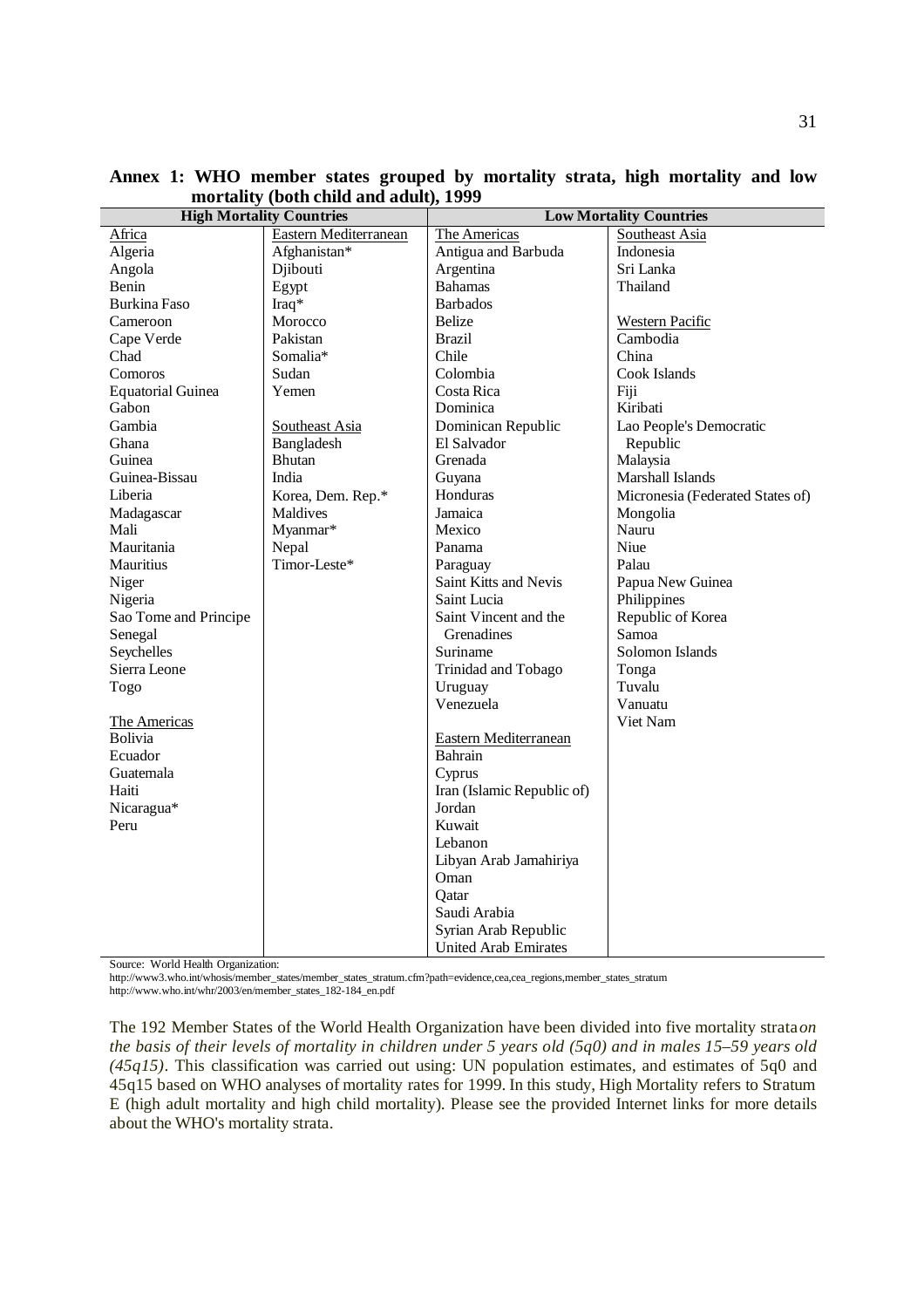**Annex 1: WHO member states grouped by mortality strata, high mortality and low mortality (both child and adult), 1999**

| High Mortality Countries | | Low Mortality Countries | |
|---|---|---|---|
| Africa | Eastern Mediterranean | The Americas | Southeast Asia |
| Algeria | Afghanistan* | Antigua and Barbuda | Indonesia |
| Angola | Djibouti | Argentina | Sri Lanka |
| Benin | Egypt | Bahamas | Thailand |
| Burkina Faso | Iraq* | Barbados | |
| Cameroon | Morocco | Belize | Western Pacific |
| Cape Verde | Pakistan | Brazil | Cambodia |
| Chad | Somalia* | Chile | China |
| Comoros | Sudan | Colombia | Cook Islands |
| Equatorial Guinea | Yemen | Costa Rica | Fiji |
| Gabon | | Dominica | Kiribati |
| Gambia | Southeast Asia | Dominican Republic | Lao People's Democratic Republic |
| Ghana | Bangladesh | El Salvador | |
| Guinea | Bhutan | Grenada | Malaysia |
| Guinea-Bissau | India | Guyana | Marshall Islands |
| Liberia | Korea, Dem. Rep.* | Honduras | Micronesia (Federated States of) |
| Madagascar | Maldives | Jamaica | Mongolia |
| Mali | Myanmar* | Mexico | Nauru |
| Mauritania | Nepal | Panama | Niue |
| Mauritius | Timor-Leste* | Paraguay | Palau |
| Niger | | Saint Kitts and Nevis | Papua New Guinea |
| Nigeria | | Saint Lucia | Philippines |
| Sao Tome and Principe | | Saint Vincent and the Grenadines | Republic of Korea |
| Senegal | | | Samoa |
| Seychelles | | Suriname | Solomon Islands |
| Sierra Leone | | Trinidad and Tobago | Tonga |
| Togo | | Uruguay | Tuvalu |
| | | Venezuela | Vanuatu |
| The Americas | | | Viet Nam |
| Bolivia | | Eastern Mediterranean | |
| Ecuador | | Bahrain | |
| Guatemala | | Cyprus | |
| Haiti | | Iran (Islamic Republic of) | |
| Nicaragua* | | Jordan | |
| Peru | | Kuwait | |
| | | Lebanon | |
| | | Libyan Arab Jamahiriya | |
| | | Oman | |
| | | Qatar | |
| | | Saudi Arabia | |
| | | Syrian Arab Republic | |
| | | United Arab Emirates | |

Source: World Health Organization:
http://www3.who.int/whosis/member_states/member_states_stratum.cfm?path=evidence,cea,cea_regions,member_states_stratum
http://www.who.int/whr/2003/en/member_states_182-184_en.pdf

The 192 Member States of the World Health Organization have been divided into five mortality strata *on the basis of their levels of mortality in children under 5 years old (5q0) and in males 15–59 years old (45q15)*. This classification was carried out using: UN population estimates, and estimates of 5q0 and 45q15 based on WHO analyses of mortality rates for 1999. In this study, High Mortality refers to Stratum E (high adult mortality and high child mortality). Please see the provided Internet links for more details about the WHO's mortality strata.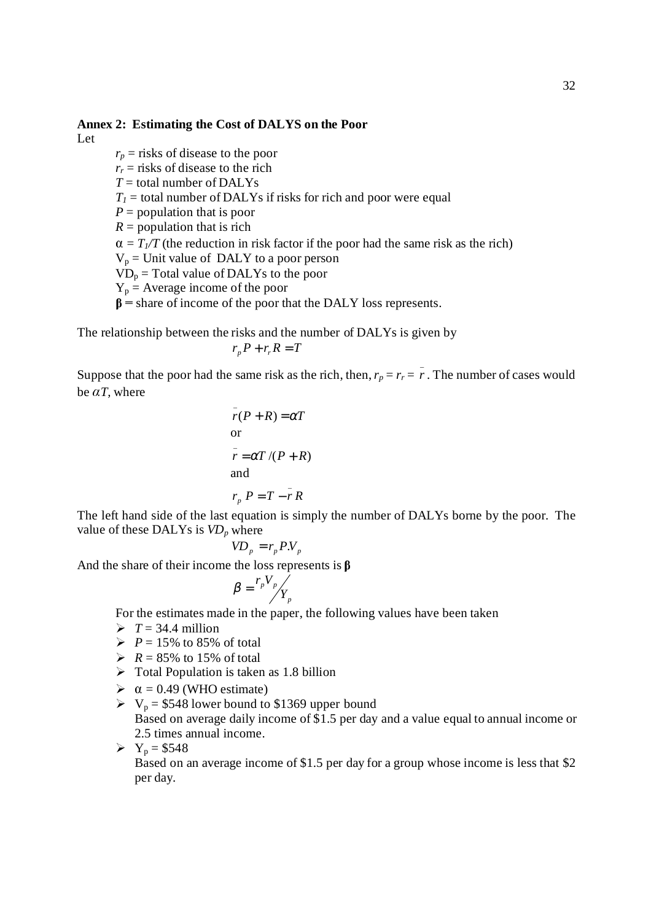**Annex 2: Estimating the Cost of DALYS on the Poor**

Let

$r_p$ = risks of disease to the poor
$r_r$ = risks of disease to the rich
$T$ = total number of DALYs
$T_1$ = total number of DALYs if risks for rich and poor were equal
$P$ = population that is poor
$R$ = population that is rich
$\alpha = T_1/T$ (the reduction in risk factor if the poor had the same risk as the rich)
$V_p$ = Unit value of DALY to a poor person
$VD_p$ = Total value of DALYs to the poor
$Y_p$ = Average income of the poor
$\beta$ = share of income of the poor that the DALY loss represents.

The relationship between the risks and the number of DALYs is given by

$$r_p P + r_r R = T$$

Suppose that the poor had the same risk as the rich, then, $r_p = r_r = \bar{r}$. The number of cases would be $\alpha T$, where

$$\bar{r}(P + R) = \alpha T$$

or

$$\bar{r} = \alpha T/(P + R)$$

and

$$r_p P = T - \bar{r} R$$

The left hand side of the last equation is simply the number of DALYs borne by the poor. The value of these DALYs is $VD_p$ where

$$VD_p = r_p P.V_p$$

And the share of their income the loss represents is $\beta$

$$\beta = {r_p V_p}/{Y_p}$$

For the estimates made in the paper, the following values have been taken

- $T$ = 34.4 million
- $P$ = 15% to 85% of total
- $R$ = 85% to 15% of total
- Total Population is taken as 1.8 billion
- $\alpha$ = 0.49 (WHO estimate)
- $V_p$ = $548 lower bound to $1369 upper bound
  Based on average daily income of $1.5 per day and a value equal to annual income or 2.5 times annual income.
- $Y_p$ = $548
  Based on an average income of $1.5 per day for a group whose income is less that $2 per day.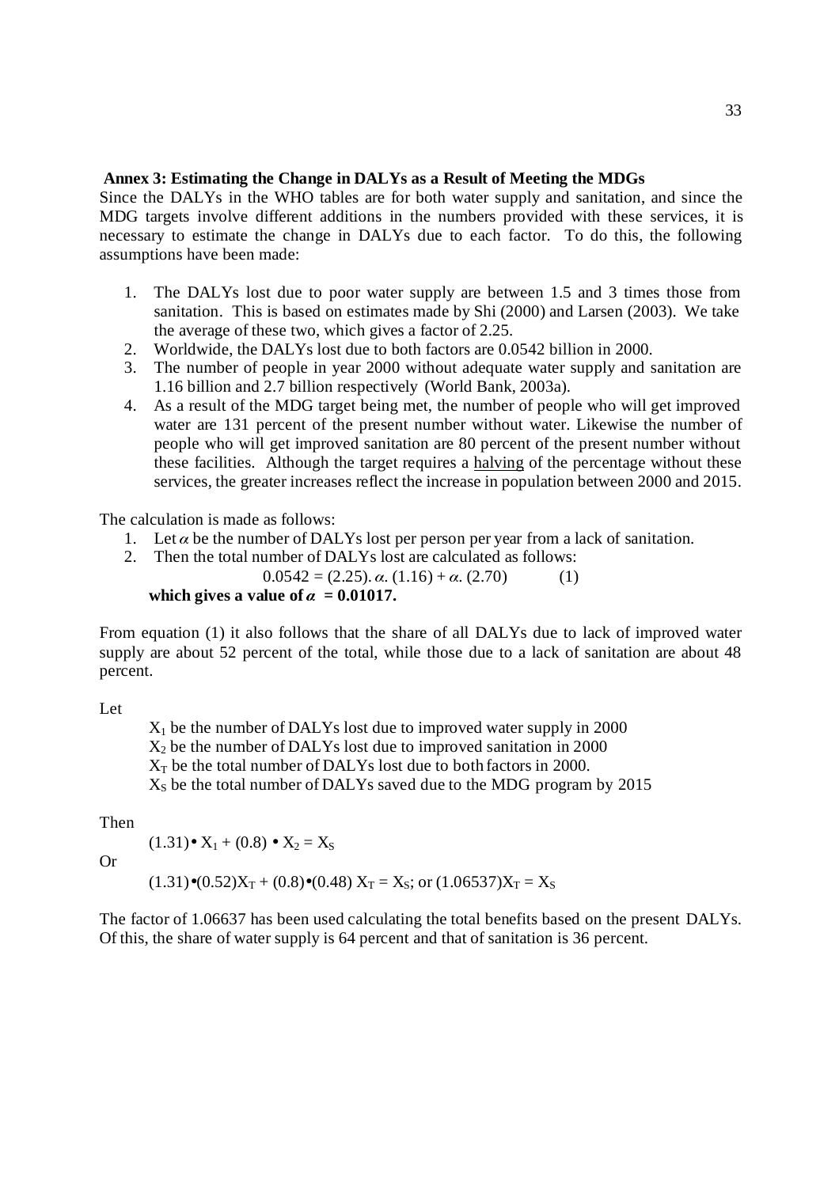**Annex 3: Estimating the Change in DALYs as a Result of Meeting the MDGs**

Since the DALYs in the WHO tables are for both water supply and sanitation, and since the MDG targets involve different additions in the numbers provided with these services, it is necessary to estimate the change in DALYs due to each factor. To do this, the following assumptions have been made:

1. The DALYs lost due to poor water supply are between 1.5 and 3 times those from sanitation. This is based on estimates made by Shi (2000) and Larsen (2003). We take the average of these two, which gives a factor of 2.25.
2. Worldwide, the DALYs lost due to both factors are 0.0542 billion in 2000.
3. The number of people in year 2000 without adequate water supply and sanitation are 1.16 billion and 2.7 billion respectively (World Bank, 2003a).
4. As a result of the MDG target being met, the number of people who will get improved water are 131 percent of the present number without water. Likewise the number of people who will get improved sanitation are 80 percent of the present number without these facilities. Although the target requires a <u>halving</u> of the percentage without these services, the greater increases reflect the increase in population between 2000 and 2015.

The calculation is made as follows:

1. Let $\alpha$ be the number of DALYs lost per person per year from a lack of sanitation.
2. Then the total number of DALYs lost are calculated as follows:

$$0.0542 = (2.25).\,\alpha.\,(1.16) + \alpha.\,(2.70) \qquad (1)$$

**which gives a value of $\alpha$ = 0.01017.**

From equation (1) it also follows that the share of all DALYs due to lack of improved water supply are about 52 percent of the total, while those due to a lack of sanitation are about 48 percent.

Let

$X_1$ be the number of DALYs lost due to improved water supply in 2000
$X_2$ be the number of DALYs lost due to improved sanitation in 2000
$X_T$ be the total number of DALYs lost due to both factors in 2000.
$X_S$ be the total number of DALYs saved due to the MDG program by 2015

Then

$$(1.31) \bullet X_1 + (0.8) \bullet X_2 = X_S$$

Or

$$(1.31) \bullet (0.52) X_T + (0.8) \bullet (0.48)\, X_T = X_S;\ \text{or}\ (1.06537) X_T = X_S$$

The factor of 1.06637 has been used calculating the total benefits based on the present DALYs. Of this, the share of water supply is 64 percent and that of sanitation is 36 percent.